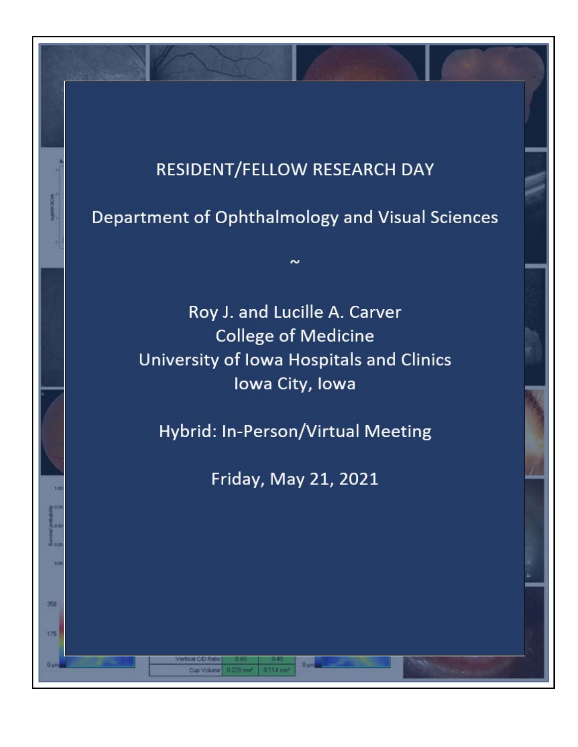# RESIDENT/FELLOW RESEARCH DAY

## Department of Ophthalmology and Visual Sciences

~

Roy J. and Lucille A. Carver
College of Medicine
University of Iowa Hospitals and Clinics
Iowa City, Iowa

Hybrid: In-Person/Virtual Meeting

Friday, May 21, 2021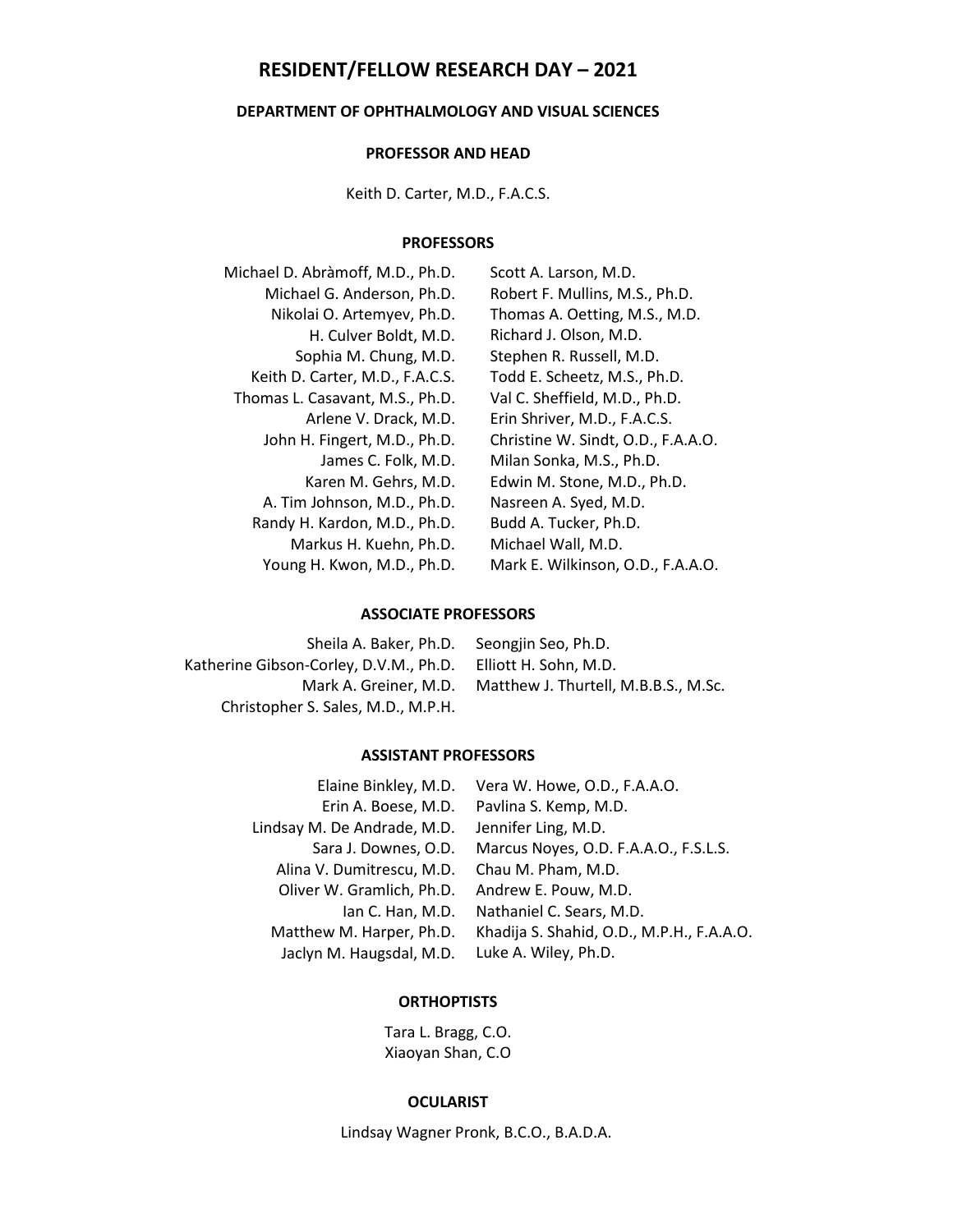# RESIDENT/FELLOW RESEARCH DAY – 2021

## DEPARTMENT OF OPHTHALMOLOGY AND VISUAL SCIENCES

### PROFESSOR AND HEAD

Keith D. Carter, M.D., F.A.C.S.

### PROFESSORS

Michael D. Abràmoff, M.D., Ph.D.
Michael G. Anderson, Ph.D.
Nikolai O. Artemyev, Ph.D.
H. Culver Boldt, M.D.
Sophia M. Chung, M.D.
Keith D. Carter, M.D., F.A.C.S.
Thomas L. Casavant, M.S., Ph.D.
Arlene V. Drack, M.D.
John H. Fingert, M.D., Ph.D.
James C. Folk, M.D.
Karen M. Gehrs, M.D.
A. Tim Johnson, M.D., Ph.D.
Randy H. Kardon, M.D., Ph.D.
Markus H. Kuehn, Ph.D.
Young H. Kwon, M.D., Ph.D.
Scott A. Larson, M.D.
Robert F. Mullins, M.S., Ph.D.
Thomas A. Oetting, M.S., M.D.
Richard J. Olson, M.D.
Stephen R. Russell, M.D.
Todd E. Scheetz, M.S., Ph.D.
Val C. Sheffield, M.D., Ph.D.
Erin Shriver, M.D., F.A.C.S.
Christine W. Sindt, O.D., F.A.A.O.
Milan Sonka, M.S., Ph.D.
Edwin M. Stone, M.D., Ph.D.
Nasreen A. Syed, M.D.
Budd A. Tucker, Ph.D.
Michael Wall, M.D.
Mark E. Wilkinson, O.D., F.A.A.O.

### ASSOCIATE PROFESSORS

Sheila A. Baker, Ph.D.
Katherine Gibson-Corley, D.V.M., Ph.D.
Mark A. Greiner, M.D.
Christopher S. Sales, M.D., M.P.H.
Seongjin Seo, Ph.D.
Elliott H. Sohn, M.D.
Matthew J. Thurtell, M.B.B.S., M.Sc.

### ASSISTANT PROFESSORS

Elaine Binkley, M.D.
Erin A. Boese, M.D.
Lindsay M. De Andrade, M.D.
Sara J. Downes, O.D.
Alina V. Dumitrescu, M.D.
Oliver W. Gramlich, Ph.D.
Ian C. Han, M.D.
Matthew M. Harper, Ph.D.
Jaclyn M. Haugsdal, M.D.
Vera W. Howe, O.D., F.A.A.O.
Pavlina S. Kemp, M.D.
Jennifer Ling, M.D.
Marcus Noyes, O.D. F.A.A.O., F.S.L.S.
Chau M. Pham, M.D.
Andrew E. Pouw, M.D.
Nathaniel C. Sears, M.D.
Khadija S. Shahid, O.D., M.P.H., F.A.A.O.
Luke A. Wiley, Ph.D.

### ORTHOPTISTS

Tara L. Bragg, C.O.
Xiaoyan Shan, C.O

### OCULARIST

Lindsay Wagner Pronk, B.C.O., B.A.D.A.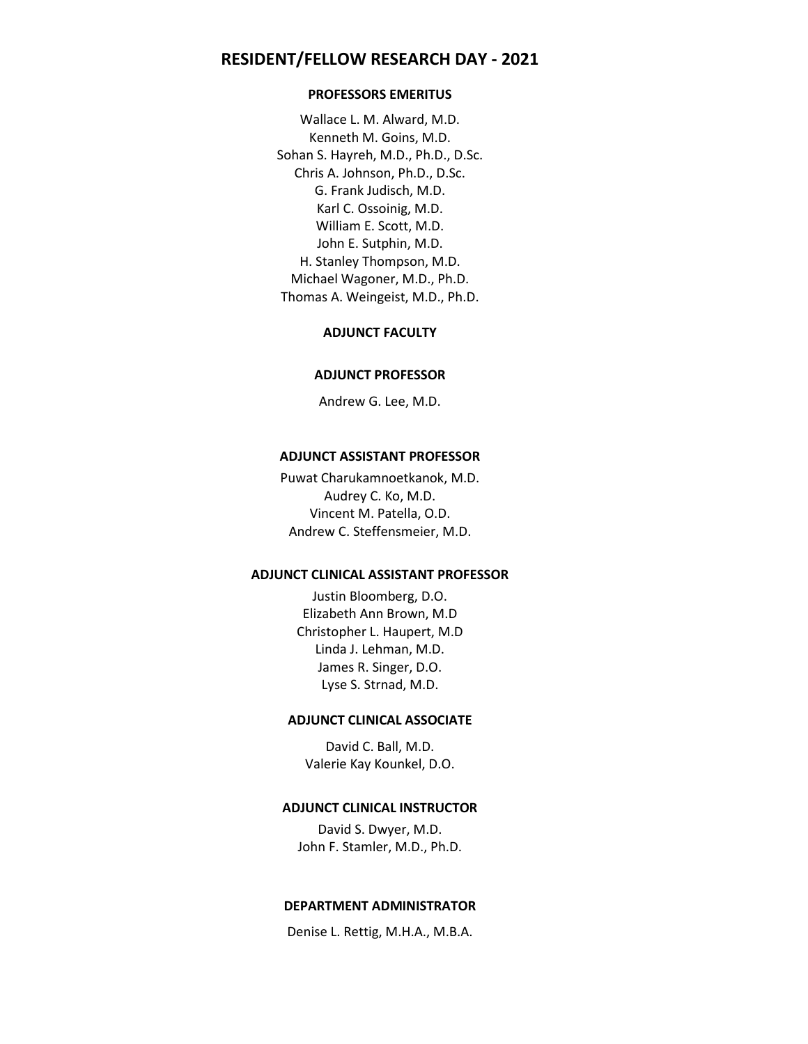# RESIDENT/FELLOW RESEARCH DAY - 2021

### PROFESSORS EMERITUS

Wallace L. M. Alward, M.D.
Kenneth M. Goins, M.D.
Sohan S. Hayreh, M.D., Ph.D., D.Sc.
Chris A. Johnson, Ph.D., D.Sc.
G. Frank Judisch, M.D.
Karl C. Ossoinig, M.D.
William E. Scott, M.D.
John E. Sutphin, M.D.
H. Stanley Thompson, M.D.
Michael Wagoner, M.D., Ph.D.
Thomas A. Weingeist, M.D., Ph.D.

### ADJUNCT FACULTY

### ADJUNCT PROFESSOR

Andrew G. Lee, M.D.

### ADJUNCT ASSISTANT PROFESSOR

Puwat Charukamnoetkanok, M.D.
Audrey C. Ko, M.D.
Vincent M. Patella, O.D.
Andrew C. Steffensmeier, M.D.

### ADJUNCT CLINICAL ASSISTANT PROFESSOR

Justin Bloomberg, D.O.
Elizabeth Ann Brown, M.D
Christopher L. Haupert, M.D
Linda J. Lehman, M.D.
James R. Singer, D.O.
Lyse S. Strnad, M.D.

### ADJUNCT CLINICAL ASSOCIATE

David C. Ball, M.D.
Valerie Kay Kounkel, D.O.

### ADJUNCT CLINICAL INSTRUCTOR

David S. Dwyer, M.D.
John F. Stamler, M.D., Ph.D.

### DEPARTMENT ADMINISTRATOR

Denise L. Rettig, M.H.A., M.B.A.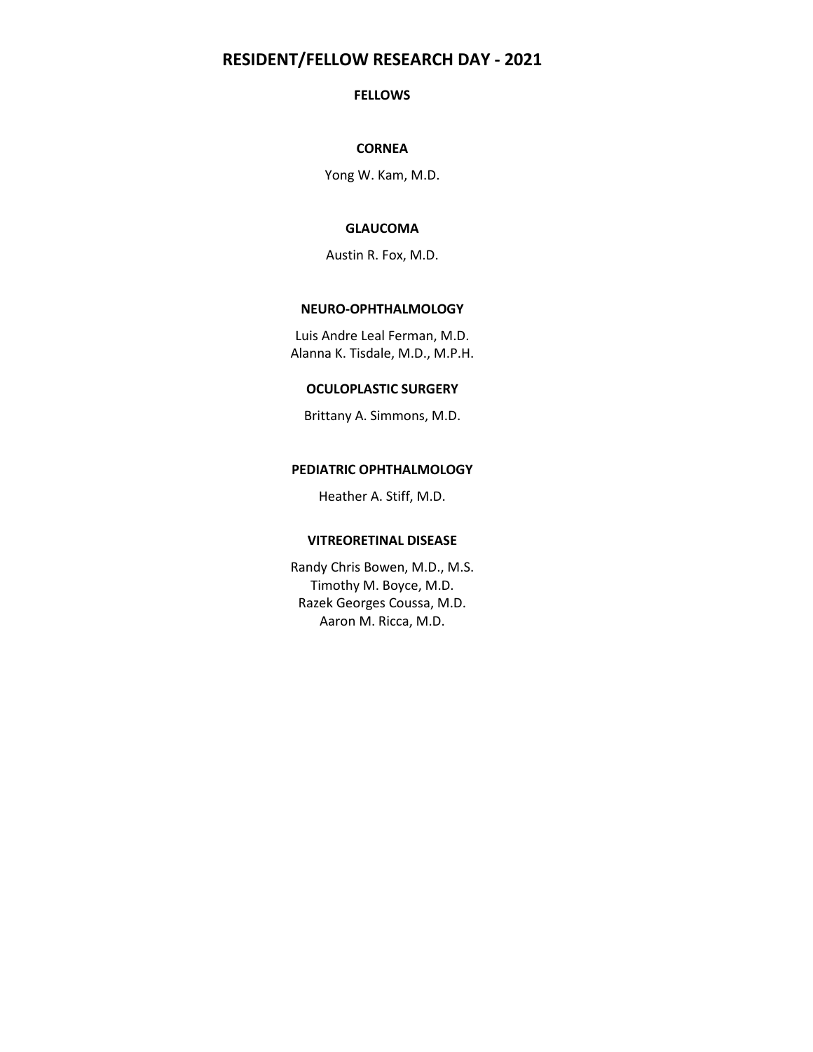# RESIDENT/FELLOW RESEARCH DAY - 2021

## FELLOWS

### CORNEA

Yong W. Kam, M.D.

### GLAUCOMA

Austin R. Fox, M.D.

### NEURO-OPHTHALMOLOGY

Luis Andre Leal Ferman, M.D.
Alanna K. Tisdale, M.D., M.P.H.

### OCULOPLASTIC SURGERY

Brittany A. Simmons, M.D.

### PEDIATRIC OPHTHALMOLOGY

Heather A. Stiff, M.D.

### VITREORETINAL DISEASE

Randy Chris Bowen, M.D., M.S.
Timothy M. Boyce, M.D.
Razek Georges Coussa, M.D.
Aaron M. Ricca, M.D.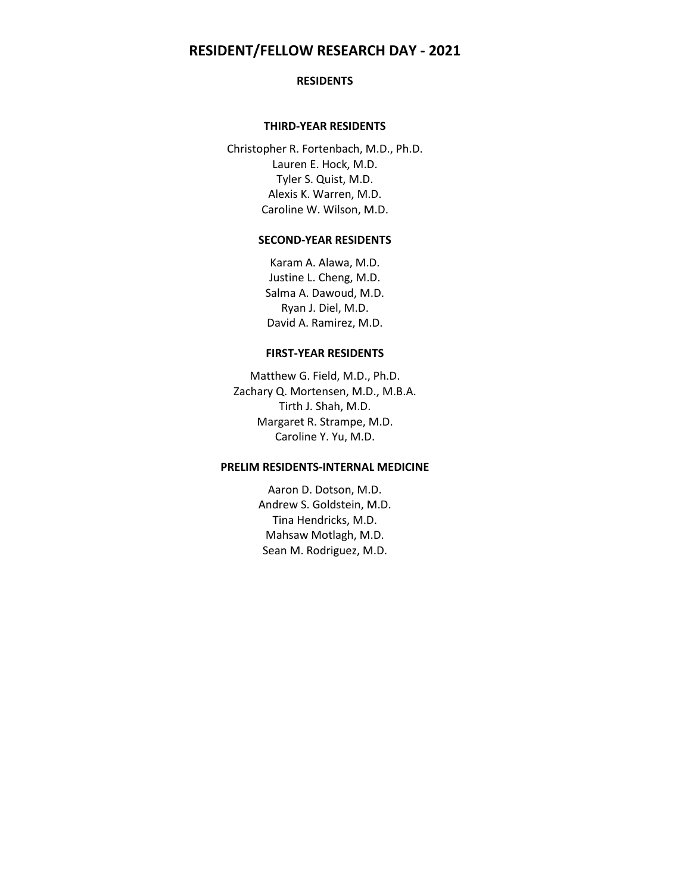# RESIDENT/FELLOW RESEARCH DAY - 2021

## RESIDENTS

### THIRD-YEAR RESIDENTS

Christopher R. Fortenbach, M.D., Ph.D.
Lauren E. Hock, M.D.
Tyler S. Quist, M.D.
Alexis K. Warren, M.D.
Caroline W. Wilson, M.D.

### SECOND-YEAR RESIDENTS

Karam A. Alawa, M.D.
Justine L. Cheng, M.D.
Salma A. Dawoud, M.D.
Ryan J. Diel, M.D.
David A. Ramirez, M.D.

### FIRST-YEAR RESIDENTS

Matthew G. Field, M.D., Ph.D.
Zachary Q. Mortensen, M.D., M.B.A.
Tirth J. Shah, M.D.
Margaret R. Strampe, M.D.
Caroline Y. Yu, M.D.

### PRELIM RESIDENTS-INTERNAL MEDICINE

Aaron D. Dotson, M.D.
Andrew S. Goldstein, M.D.
Tina Hendricks, M.D.
Mahsaw Motlagh, M.D.
Sean M. Rodriguez, M.D.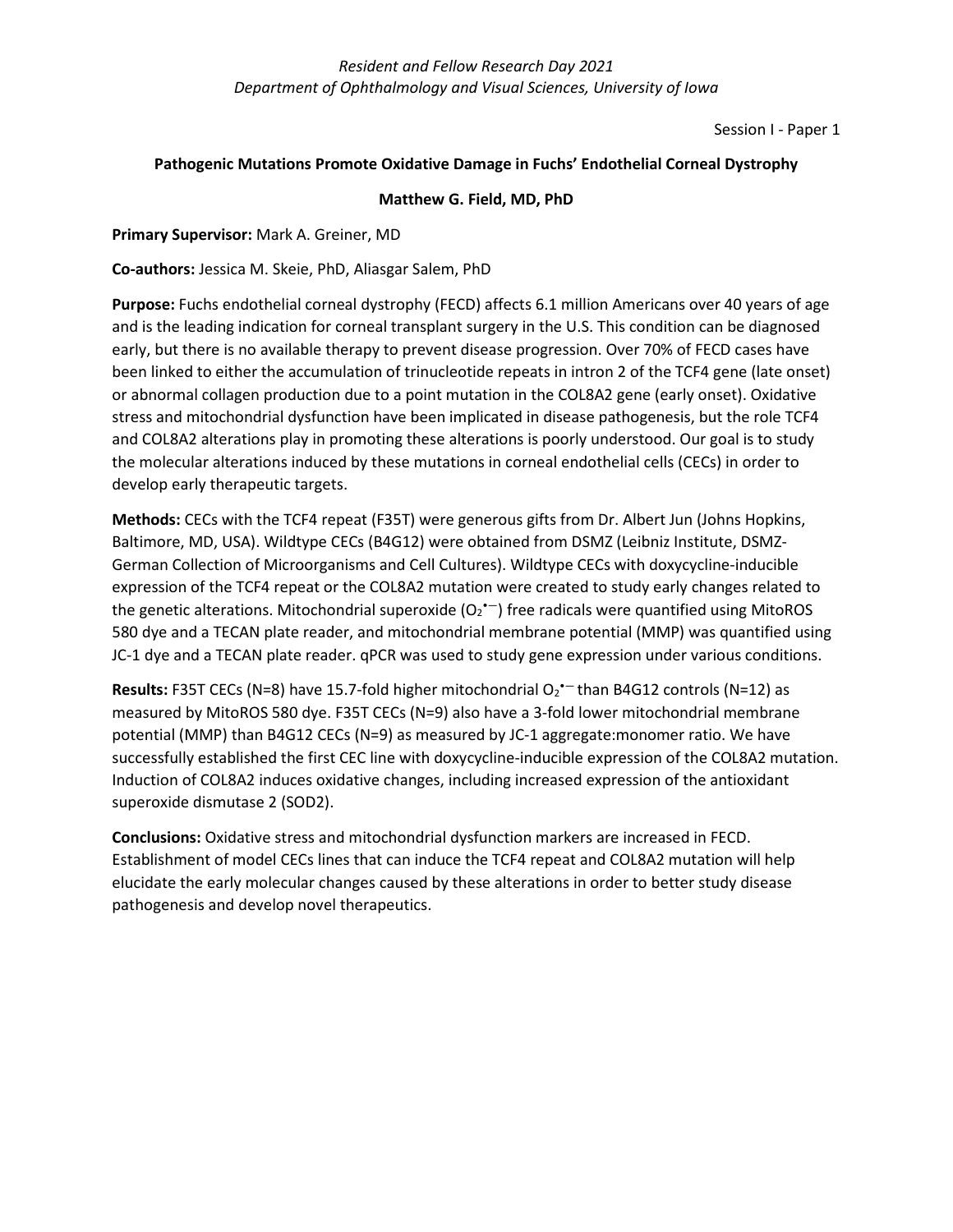Session I - Paper 1

## Pathogenic Mutations Promote Oxidative Damage in Fuchs' Endothelial Corneal Dystrophy

**Matthew G. Field, MD, PhD**

**Primary Supervisor:** Mark A. Greiner, MD

**Co-authors:** Jessica M. Skeie, PhD, Aliasgar Salem, PhD

**Purpose:** Fuchs endothelial corneal dystrophy (FECD) affects 6.1 million Americans over 40 years of age and is the leading indication for corneal transplant surgery in the U.S. This condition can be diagnosed early, but there is no available therapy to prevent disease progression. Over 70% of FECD cases have been linked to either the accumulation of trinucleotide repeats in intron 2 of the TCF4 gene (late onset) or abnormal collagen production due to a point mutation in the COL8A2 gene (early onset). Oxidative stress and mitochondrial dysfunction have been implicated in disease pathogenesis, but the role TCF4 and COL8A2 alterations play in promoting these alterations is poorly understood. Our goal is to study the molecular alterations induced by these mutations in corneal endothelial cells (CECs) in order to develop early therapeutic targets.

**Methods:** CECs with the TCF4 repeat (F35T) were generous gifts from Dr. Albert Jun (Johns Hopkins, Baltimore, MD, USA). Wildtype CECs (B4G12) were obtained from DSMZ (Leibniz Institute, DSMZ-German Collection of Microorganisms and Cell Cultures). Wildtype CECs with doxycycline-inducible expression of the TCF4 repeat or the COL8A2 mutation were created to study early changes related to the genetic alterations. Mitochondrial superoxide ($O_2^{\bullet -}$) free radicals were quantified using MitoROS 580 dye and a TECAN plate reader, and mitochondrial membrane potential (MMP) was quantified using JC-1 dye and a TECAN plate reader. qPCR was used to study gene expression under various conditions.

**Results:** F35T CECs (N=8) have 15.7-fold higher mitochondrial $O_2^{\bullet -}$ than B4G12 controls (N=12) as measured by MitoROS 580 dye. F35T CECs (N=9) also have a 3-fold lower mitochondrial membrane potential (MMP) than B4G12 CECs (N=9) as measured by JC-1 aggregate:monomer ratio. We have successfully established the first CEC line with doxycycline-inducible expression of the COL8A2 mutation. Induction of COL8A2 induces oxidative changes, including increased expression of the antioxidant superoxide dismutase 2 (SOD2).

**Conclusions:** Oxidative stress and mitochondrial dysfunction markers are increased in FECD. Establishment of model CECs lines that can induce the TCF4 repeat and COL8A2 mutation will help elucidate the early molecular changes caused by these alterations in order to better study disease pathogenesis and develop novel therapeutics.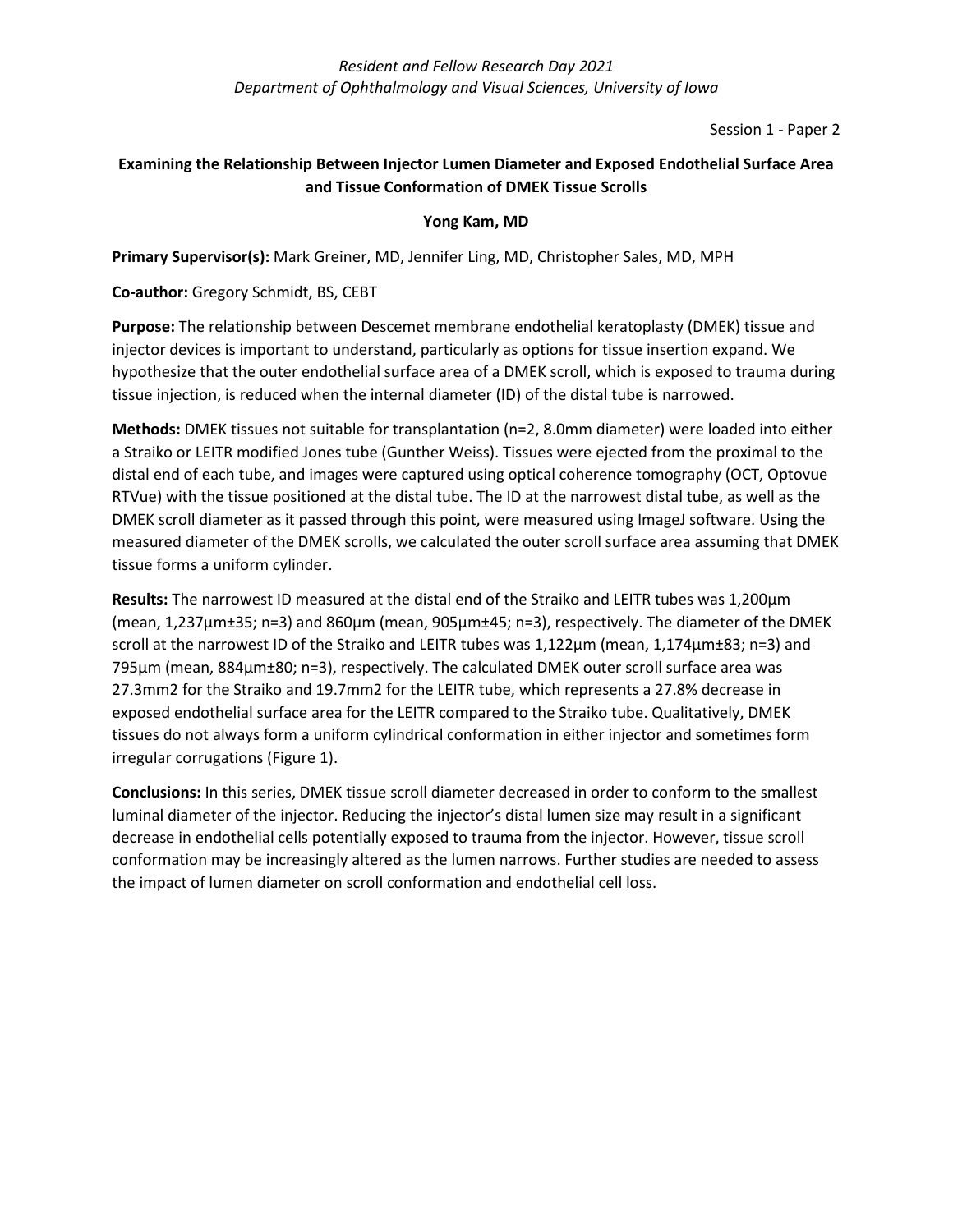Session 1 - Paper 2

## Examining the Relationship Between Injector Lumen Diameter and Exposed Endothelial Surface Area and Tissue Conformation of DMEK Tissue Scrolls

**Yong Kam, MD**

**Primary Supervisor(s):** Mark Greiner, MD, Jennifer Ling, MD, Christopher Sales, MD, MPH

**Co-author:** Gregory Schmidt, BS, CEBT

**Purpose:** The relationship between Descemet membrane endothelial keratoplasty (DMEK) tissue and injector devices is important to understand, particularly as options for tissue insertion expand. We hypothesize that the outer endothelial surface area of a DMEK scroll, which is exposed to trauma during tissue injection, is reduced when the internal diameter (ID) of the distal tube is narrowed.

**Methods:** DMEK tissues not suitable for transplantation (n=2, 8.0mm diameter) were loaded into either a Straiko or LEITR modified Jones tube (Gunther Weiss). Tissues were ejected from the proximal to the distal end of each tube, and images were captured using optical coherence tomography (OCT, Optovue RTVue) with the tissue positioned at the distal tube. The ID at the narrowest distal tube, as well as the DMEK scroll diameter as it passed through this point, were measured using ImageJ software. Using the measured diameter of the DMEK scrolls, we calculated the outer scroll surface area assuming that DMEK tissue forms a uniform cylinder.

**Results:** The narrowest ID measured at the distal end of the Straiko and LEITR tubes was 1,200µm (mean, 1,237µm±35; n=3) and 860µm (mean, 905µm±45; n=3), respectively. The diameter of the DMEK scroll at the narrowest ID of the Straiko and LEITR tubes was 1,122µm (mean, 1,174µm±83; n=3) and 795µm (mean, 884µm±80; n=3), respectively. The calculated DMEK outer scroll surface area was 27.3mm2 for the Straiko and 19.7mm2 for the LEITR tube, which represents a 27.8% decrease in exposed endothelial surface area for the LEITR compared to the Straiko tube. Qualitatively, DMEK tissues do not always form a uniform cylindrical conformation in either injector and sometimes form irregular corrugations (Figure 1).

**Conclusions:** In this series, DMEK tissue scroll diameter decreased in order to conform to the smallest luminal diameter of the injector. Reducing the injector's distal lumen size may result in a significant decrease in endothelial cells potentially exposed to trauma from the injector. However, tissue scroll conformation may be increasingly altered as the lumen narrows. Further studies are needed to assess the impact of lumen diameter on scroll conformation and endothelial cell loss.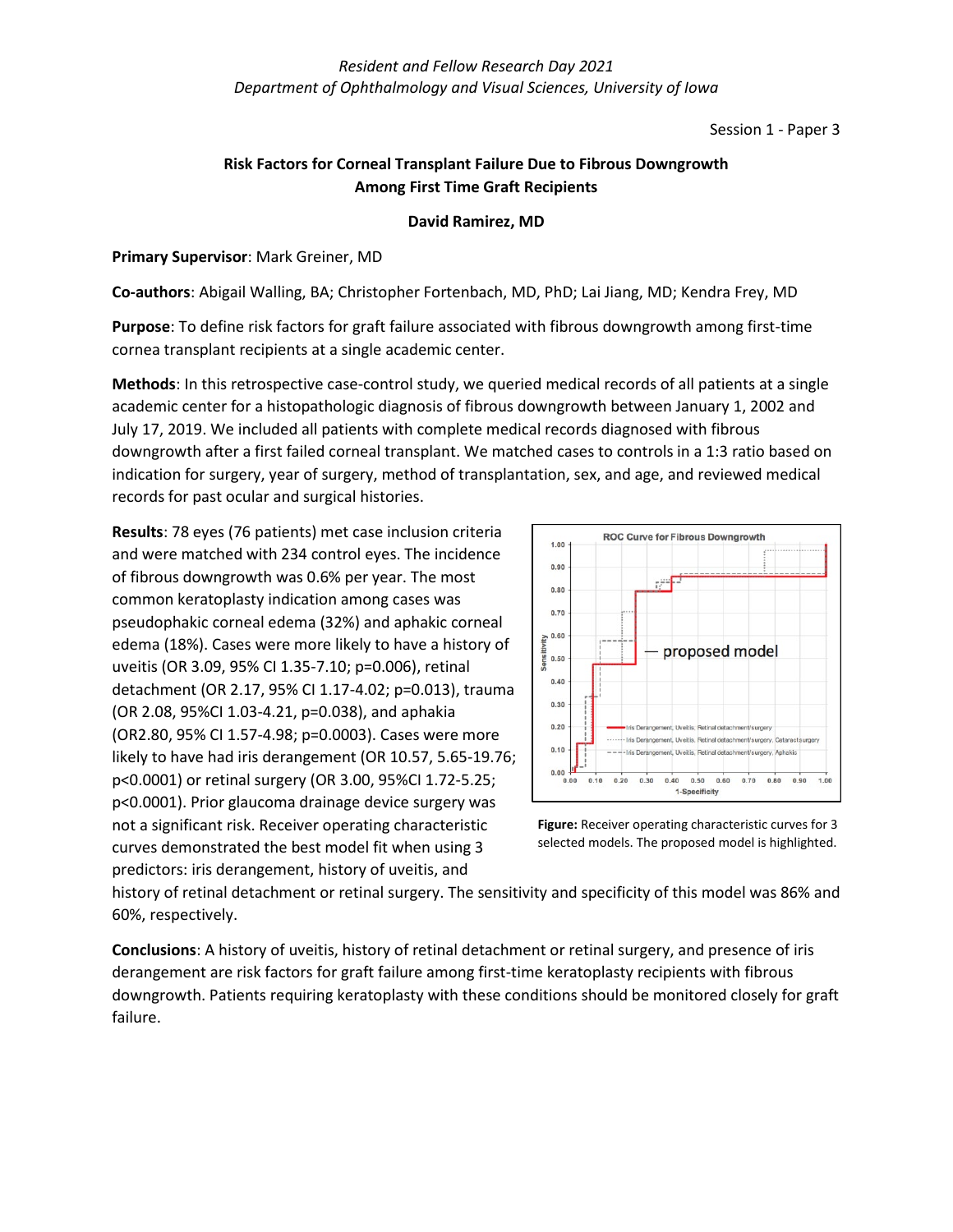*Resident and Fellow Research Day 2021*
*Department of Ophthalmology and Visual Sciences, University of Iowa*

Session 1 - Paper 3

## Risk Factors for Corneal Transplant Failure Due to Fibrous Downgrowth Among First Time Graft Recipients

**David Ramirez, MD**

**Primary Supervisor**: Mark Greiner, MD

**Co-authors**: Abigail Walling, BA; Christopher Fortenbach, MD, PhD; Lai Jiang, MD; Kendra Frey, MD

**Purpose**: To define risk factors for graft failure associated with fibrous downgrowth among first-time cornea transplant recipients at a single academic center.

**Methods**: In this retrospective case-control study, we queried medical records of all patients at a single academic center for a histopathologic diagnosis of fibrous downgrowth between January 1, 2002 and July 17, 2019. We included all patients with complete medical records diagnosed with fibrous downgrowth after a first failed corneal transplant. We matched cases to controls in a 1:3 ratio based on indication for surgery, year of surgery, method of transplantation, sex, and age, and reviewed medical records for past ocular and surgical histories.

**Results**: 78 eyes (76 patients) met case inclusion criteria and were matched with 234 control eyes. The incidence of fibrous downgrowth was 0.6% per year. The most common keratoplasty indication among cases was pseudophakic corneal edema (32%) and aphakic corneal edema (18%). Cases were more likely to have a history of uveitis (OR 3.09, 95% CI 1.35-7.10; p=0.006), retinal detachment (OR 2.17, 95% CI 1.17-4.02; p=0.013), trauma (OR 2.08, 95%CI 1.03-4.21, p=0.038), and aphakia (OR2.80, 95% CI 1.57-4.98; p=0.0003). Cases were more likely to have had iris derangement (OR 10.57, 5.65-19.76; p<0.0001) or retinal surgery (OR 3.00, 95%CI 1.72-5.25; p<0.0001). Prior glaucoma drainage device surgery was not a significant risk. Receiver operating characteristic curves demonstrated the best model fit when using 3 predictors: iris derangement, history of uveitis, and history of retinal detachment or retinal surgery. The sensitivity and specificity of this model was 86% and 60%, respectively.

**Figure:** Receiver operating characteristic curves for 3 selected models. The proposed model is highlighted.

**Conclusions**: A history of uveitis, history of retinal detachment or retinal surgery, and presence of iris derangement are risk factors for graft failure among first-time keratoplasty recipients with fibrous downgrowth. Patients requiring keratoplasty with these conditions should be monitored closely for graft failure.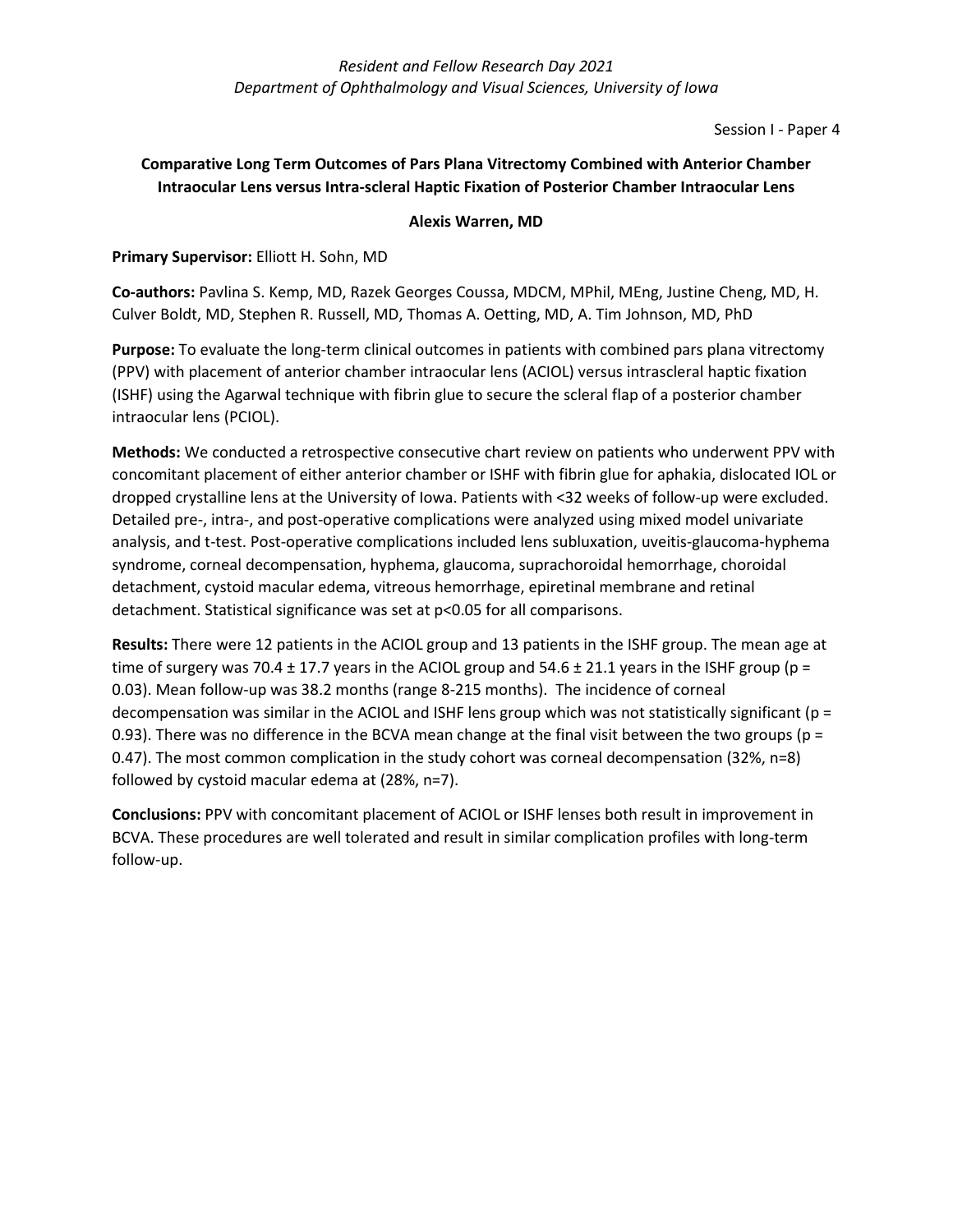Session I - Paper 4

## Comparative Long Term Outcomes of Pars Plana Vitrectomy Combined with Anterior Chamber Intraocular Lens versus Intra-scleral Haptic Fixation of Posterior Chamber Intraocular Lens

**Alexis Warren, MD**

**Primary Supervisor:** Elliott H. Sohn, MD

**Co-authors:** Pavlina S. Kemp, MD, Razek Georges Coussa, MDCM, MPhil, MEng, Justine Cheng, MD, H. Culver Boldt, MD, Stephen R. Russell, MD, Thomas A. Oetting, MD, A. Tim Johnson, MD, PhD

**Purpose:** To evaluate the long-term clinical outcomes in patients with combined pars plana vitrectomy (PPV) with placement of anterior chamber intraocular lens (ACIOL) versus intrascleral haptic fixation (ISHF) using the Agarwal technique with fibrin glue to secure the scleral flap of a posterior chamber intraocular lens (PCIOL).

**Methods:** We conducted a retrospective consecutive chart review on patients who underwent PPV with concomitant placement of either anterior chamber or ISHF with fibrin glue for aphakia, dislocated IOL or dropped crystalline lens at the University of Iowa. Patients with <32 weeks of follow-up were excluded. Detailed pre-, intra-, and post-operative complications were analyzed using mixed model univariate analysis, and t-test. Post-operative complications included lens subluxation, uveitis-glaucoma-hyphema syndrome, corneal decompensation, hyphema, glaucoma, suprachoroidal hemorrhage, choroidal detachment, cystoid macular edema, vitreous hemorrhage, epiretinal membrane and retinal detachment. Statistical significance was set at $p<0.05$ for all comparisons.

**Results:** There were 12 patients in the ACIOL group and 13 patients in the ISHF group. The mean age at time of surgery was 70.4 ± 17.7 years in the ACIOL group and 54.6 ± 21.1 years in the ISHF group ($p = 0.03$). Mean follow-up was 38.2 months (range 8-215 months). The incidence of corneal decompensation was similar in the ACIOL and ISHF lens group which was not statistically significant ($p = 0.93$). There was no difference in the BCVA mean change at the final visit between the two groups ($p = 0.47$). The most common complication in the study cohort was corneal decompensation (32%, n=8) followed by cystoid macular edema at (28%, n=7).

**Conclusions:** PPV with concomitant placement of ACIOL or ISHF lenses both result in improvement in BCVA. These procedures are well tolerated and result in similar complication profiles with long-term follow-up.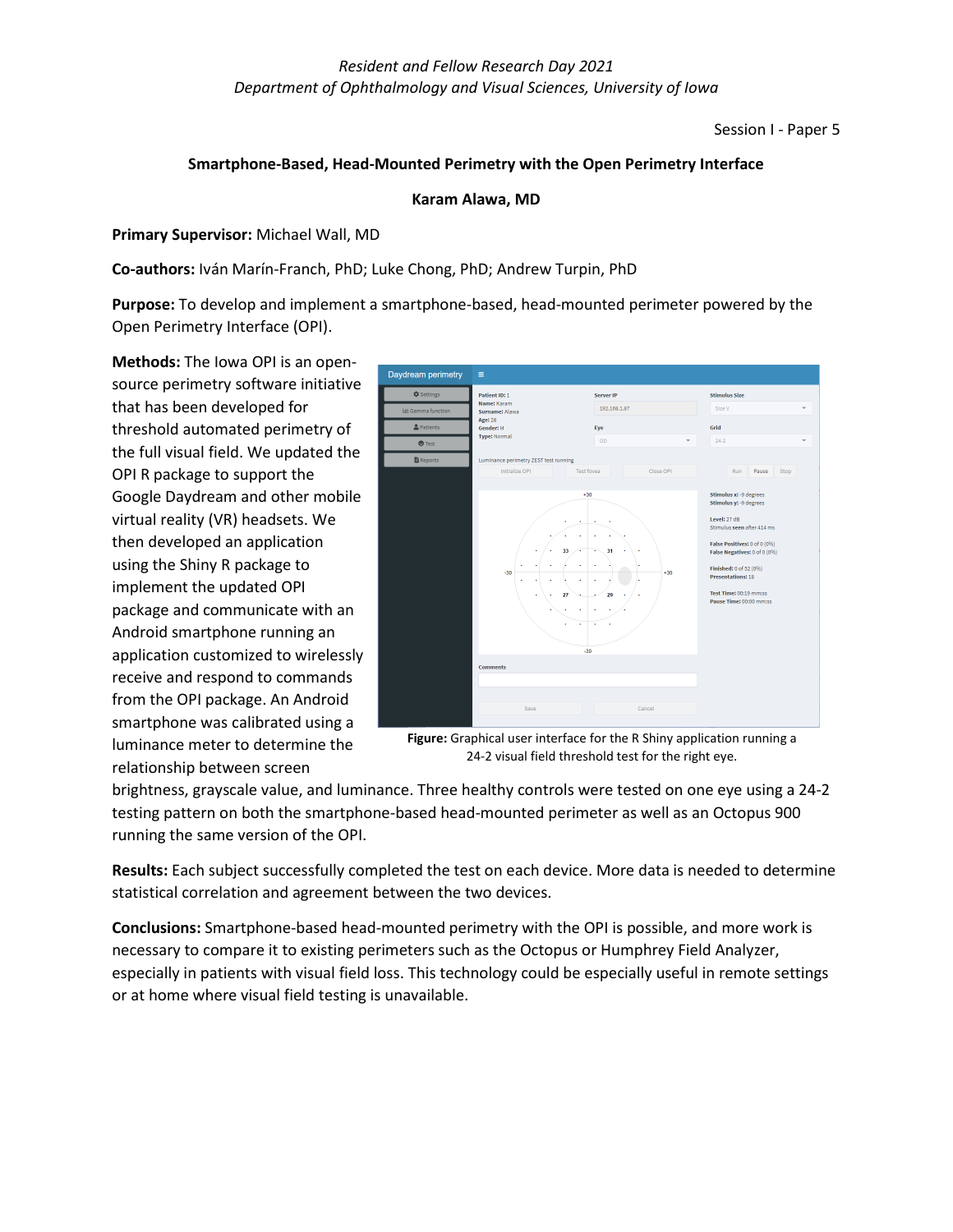*Resident and Fellow Research Day 2021*
*Department of Ophthalmology and Visual Sciences, University of Iowa*

Session I - Paper 5

**Smartphone-Based, Head-Mounted Perimetry with the Open Perimetry Interface**

**Karam Alawa, MD**

**Primary Supervisor:** Michael Wall, MD

**Co-authors:** Iván Marín-Franch, PhD; Luke Chong, PhD; Andrew Turpin, PhD

**Purpose:** To develop and implement a smartphone-based, head-mounted perimeter powered by the Open Perimetry Interface (OPI).

**Methods:** The Iowa OPI is an open-source perimetry software initiative that has been developed for threshold automated perimetry of the full visual field. We updated the OPI R package to support the Google Daydream and other mobile virtual reality (VR) headsets. We then developed an application using the Shiny R package to implement the updated OPI package and communicate with an Android smartphone running an application customized to wirelessly receive and respond to commands from the OPI package. An Android smartphone was calibrated using a luminance meter to determine the relationship between screen brightness, grayscale value, and luminance. Three healthy controls were tested on one eye using a 24-2 testing pattern on both the smartphone-based head-mounted perimeter as well as an Octopus 900 running the same version of the OPI.

**Figure:** Graphical user interface for the R Shiny application running a 24-2 visual field threshold test for the right eye.

**Results:** Each subject successfully completed the test on each device. More data is needed to determine statistical correlation and agreement between the two devices.

**Conclusions:** Smartphone-based head-mounted perimetry with the OPI is possible, and more work is necessary to compare it to existing perimeters such as the Octopus or Humphrey Field Analyzer, especially in patients with visual field loss. This technology could be especially useful in remote settings or at home where visual field testing is unavailable.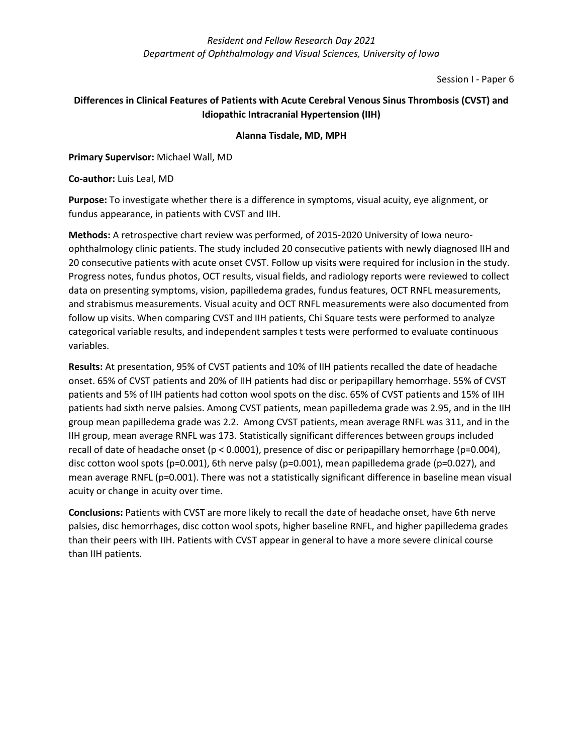Session I - Paper 6

## Differences in Clinical Features of Patients with Acute Cerebral Venous Sinus Thrombosis (CVST) and Idiopathic Intracranial Hypertension (IIH)

**Alanna Tisdale, MD, MPH**

**Primary Supervisor:** Michael Wall, MD

**Co-author:** Luis Leal, MD

**Purpose:** To investigate whether there is a difference in symptoms, visual acuity, eye alignment, or fundus appearance, in patients with CVST and IIH.

**Methods:** A retrospective chart review was performed, of 2015-2020 University of Iowa neuro-ophthalmology clinic patients. The study included 20 consecutive patients with newly diagnosed IIH and 20 consecutive patients with acute onset CVST. Follow up visits were required for inclusion in the study. Progress notes, fundus photos, OCT results, visual fields, and radiology reports were reviewed to collect data on presenting symptoms, vision, papilledema grades, fundus features, OCT RNFL measurements, and strabismus measurements. Visual acuity and OCT RNFL measurements were also documented from follow up visits. When comparing CVST and IIH patients, Chi Square tests were performed to analyze categorical variable results, and independent samples t tests were performed to evaluate continuous variables.

**Results:** At presentation, 95% of CVST patients and 10% of IIH patients recalled the date of headache onset. 65% of CVST patients and 20% of IIH patients had disc or peripapillary hemorrhage. 55% of CVST patients and 5% of IIH patients had cotton wool spots on the disc. 65% of CVST patients and 15% of IIH patients had sixth nerve palsies. Among CVST patients, mean papilledema grade was 2.95, and in the IIH group mean papilledema grade was 2.2. Among CVST patients, mean average RNFL was 311, and in the IIH group, mean average RNFL was 173. Statistically significant differences between groups included recall of date of headache onset ($p < 0.0001$), presence of disc or peripapillary hemorrhage ($p=0.004$), disc cotton wool spots ($p=0.001$), 6th nerve palsy ($p=0.001$), mean papilledema grade ($p=0.027$), and mean average RNFL ($p=0.001$). There was not a statistically significant difference in baseline mean visual acuity or change in acuity over time.

**Conclusions:** Patients with CVST are more likely to recall the date of headache onset, have 6th nerve palsies, disc hemorrhages, disc cotton wool spots, higher baseline RNFL, and higher papilledema grades than their peers with IIH. Patients with CVST appear in general to have a more severe clinical course than IIH patients.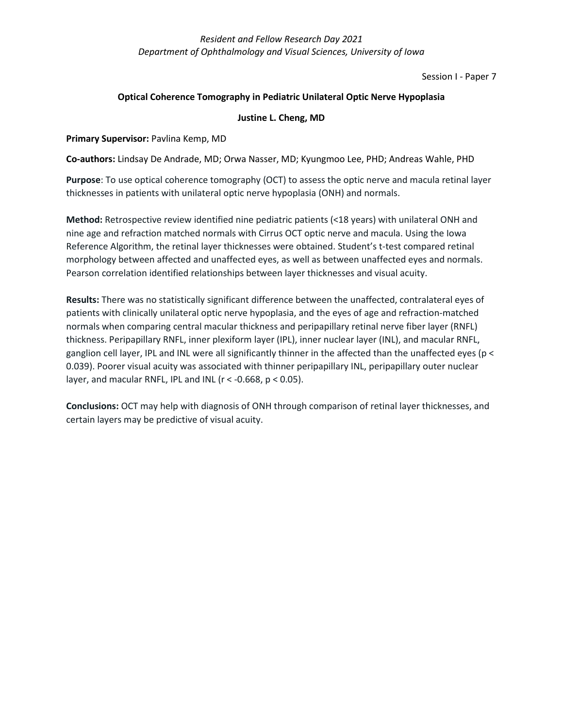Session I - Paper 7

## Optical Coherence Tomography in Pediatric Unilateral Optic Nerve Hypoplasia

**Justine L. Cheng, MD**

**Primary Supervisor:** Pavlina Kemp, MD

**Co-authors:** Lindsay De Andrade, MD; Orwa Nasser, MD; Kyungmoo Lee, PHD; Andreas Wahle, PHD

**Purpose**: To use optical coherence tomography (OCT) to assess the optic nerve and macula retinal layer thicknesses in patients with unilateral optic nerve hypoplasia (ONH) and normals.

**Method:** Retrospective review identified nine pediatric patients (<18 years) with unilateral ONH and nine age and refraction matched normals with Cirrus OCT optic nerve and macula. Using the Iowa Reference Algorithm, the retinal layer thicknesses were obtained. Student's t-test compared retinal morphology between affected and unaffected eyes, as well as between unaffected eyes and normals. Pearson correlation identified relationships between layer thicknesses and visual acuity.

**Results:** There was no statistically significant difference between the unaffected, contralateral eyes of patients with clinically unilateral optic nerve hypoplasia, and the eyes of age and refraction-matched normals when comparing central macular thickness and peripapillary retinal nerve fiber layer (RNFL) thickness. Peripapillary RNFL, inner plexiform layer (IPL), inner nuclear layer (INL), and macular RNFL, ganglion cell layer, IPL and INL were all significantly thinner in the affected than the unaffected eyes ($p < 0.039$). Poorer visual acuity was associated with thinner peripapillary INL, peripapillary outer nuclear layer, and macular RNFL, IPL and INL ($r < -0.668$, $p < 0.05$).

**Conclusions:** OCT may help with diagnosis of ONH through comparison of retinal layer thicknesses, and certain layers may be predictive of visual acuity.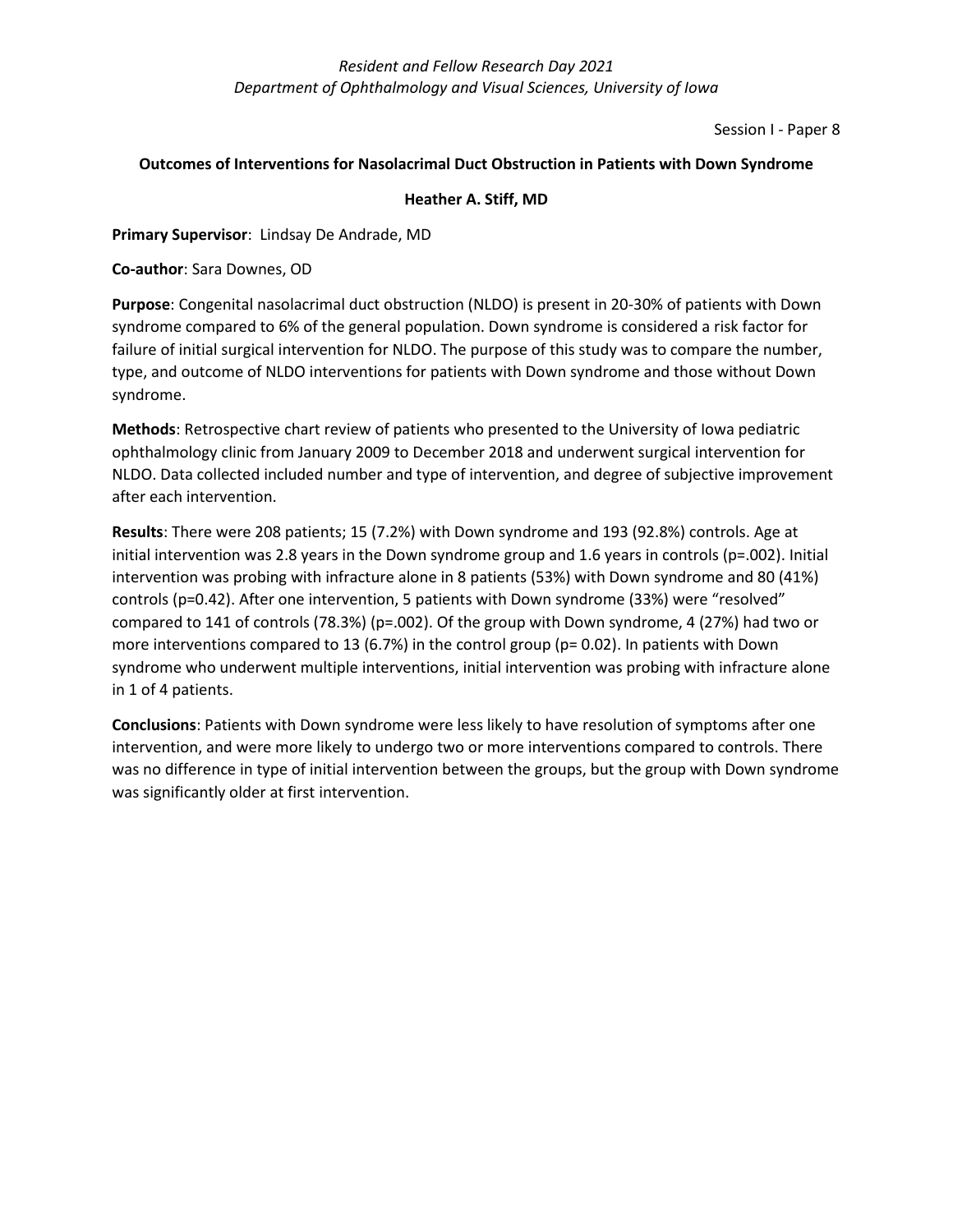Session I - Paper 8

**Outcomes of Interventions for Nasolacrimal Duct Obstruction in Patients with Down Syndrome**

**Heather A. Stiff, MD**

**Primary Supervisor**: Lindsay De Andrade, MD

**Co-author**: Sara Downes, OD

**Purpose**: Congenital nasolacrimal duct obstruction (NLDO) is present in 20-30% of patients with Down syndrome compared to 6% of the general population. Down syndrome is considered a risk factor for failure of initial surgical intervention for NLDO. The purpose of this study was to compare the number, type, and outcome of NLDO interventions for patients with Down syndrome and those without Down syndrome.

**Methods**: Retrospective chart review of patients who presented to the University of Iowa pediatric ophthalmology clinic from January 2009 to December 2018 and underwent surgical intervention for NLDO. Data collected included number and type of intervention, and degree of subjective improvement after each intervention.

**Results**: There were 208 patients; 15 (7.2%) with Down syndrome and 193 (92.8%) controls. Age at initial intervention was 2.8 years in the Down syndrome group and 1.6 years in controls ($p=.002$). Initial intervention was probing with infracture alone in 8 patients (53%) with Down syndrome and 80 (41%) controls ($p=0.42$). After one intervention, 5 patients with Down syndrome (33%) were "resolved" compared to 141 of controls (78.3%) ($p=.002$). Of the group with Down syndrome, 4 (27%) had two or more interventions compared to 13 (6.7%) in the control group ($p= 0.02$). In patients with Down syndrome who underwent multiple interventions, initial intervention was probing with infracture alone in 1 of 4 patients.

**Conclusions**: Patients with Down syndrome were less likely to have resolution of symptoms after one intervention, and were more likely to undergo two or more interventions compared to controls. There was no difference in type of initial intervention between the groups, but the group with Down syndrome was significantly older at first intervention.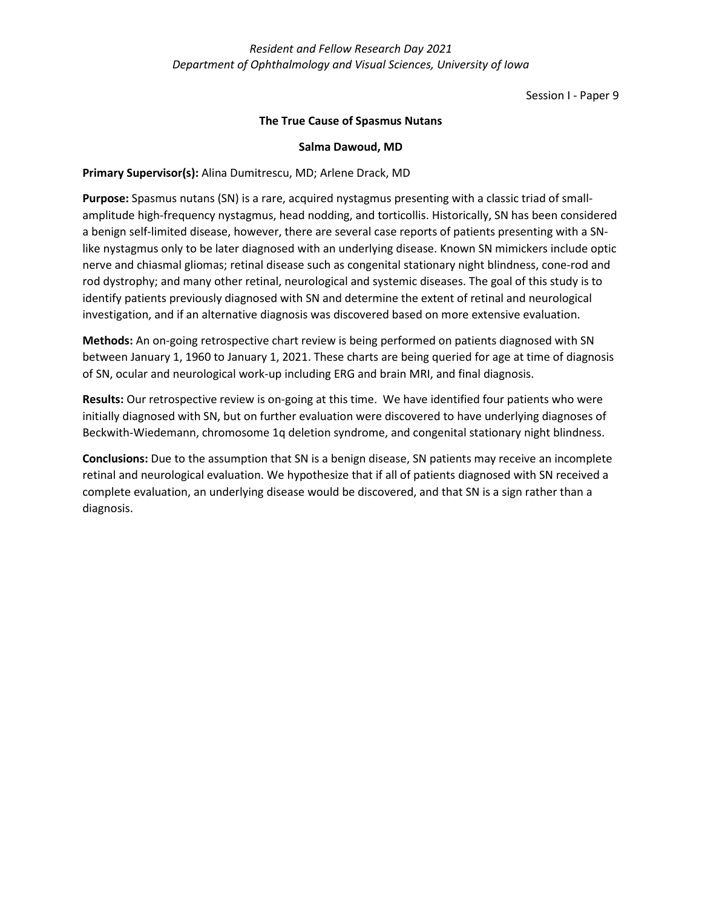Session I - Paper 9

## The True Cause of Spasmus Nutans

**Salma Dawoud, MD**

**Primary Supervisor(s):** Alina Dumitrescu, MD; Arlene Drack, MD

**Purpose:** Spasmus nutans (SN) is a rare, acquired nystagmus presenting with a classic triad of small-amplitude high-frequency nystagmus, head nodding, and torticollis. Historically, SN has been considered a benign self-limited disease, however, there are several case reports of patients presenting with a SN-like nystagmus only to be later diagnosed with an underlying disease. Known SN mimickers include optic nerve and chiasmal gliomas; retinal disease such as congenital stationary night blindness, cone-rod and rod dystrophy; and many other retinal, neurological and systemic diseases. The goal of this study is to identify patients previously diagnosed with SN and determine the extent of retinal and neurological investigation, and if an alternative diagnosis was discovered based on more extensive evaluation.

**Methods:** An on-going retrospective chart review is being performed on patients diagnosed with SN between January 1, 1960 to January 1, 2021. These charts are being queried for age at time of diagnosis of SN, ocular and neurological work-up including ERG and brain MRI, and final diagnosis.

**Results:** Our retrospective review is on-going at this time. We have identified four patients who were initially diagnosed with SN, but on further evaluation were discovered to have underlying diagnoses of Beckwith-Wiedemann, chromosome 1q deletion syndrome, and congenital stationary night blindness.

**Conclusions:** Due to the assumption that SN is a benign disease, SN patients may receive an incomplete retinal and neurological evaluation. We hypothesize that if all of patients diagnosed with SN received a complete evaluation, an underlying disease would be discovered, and that SN is a sign rather than a diagnosis.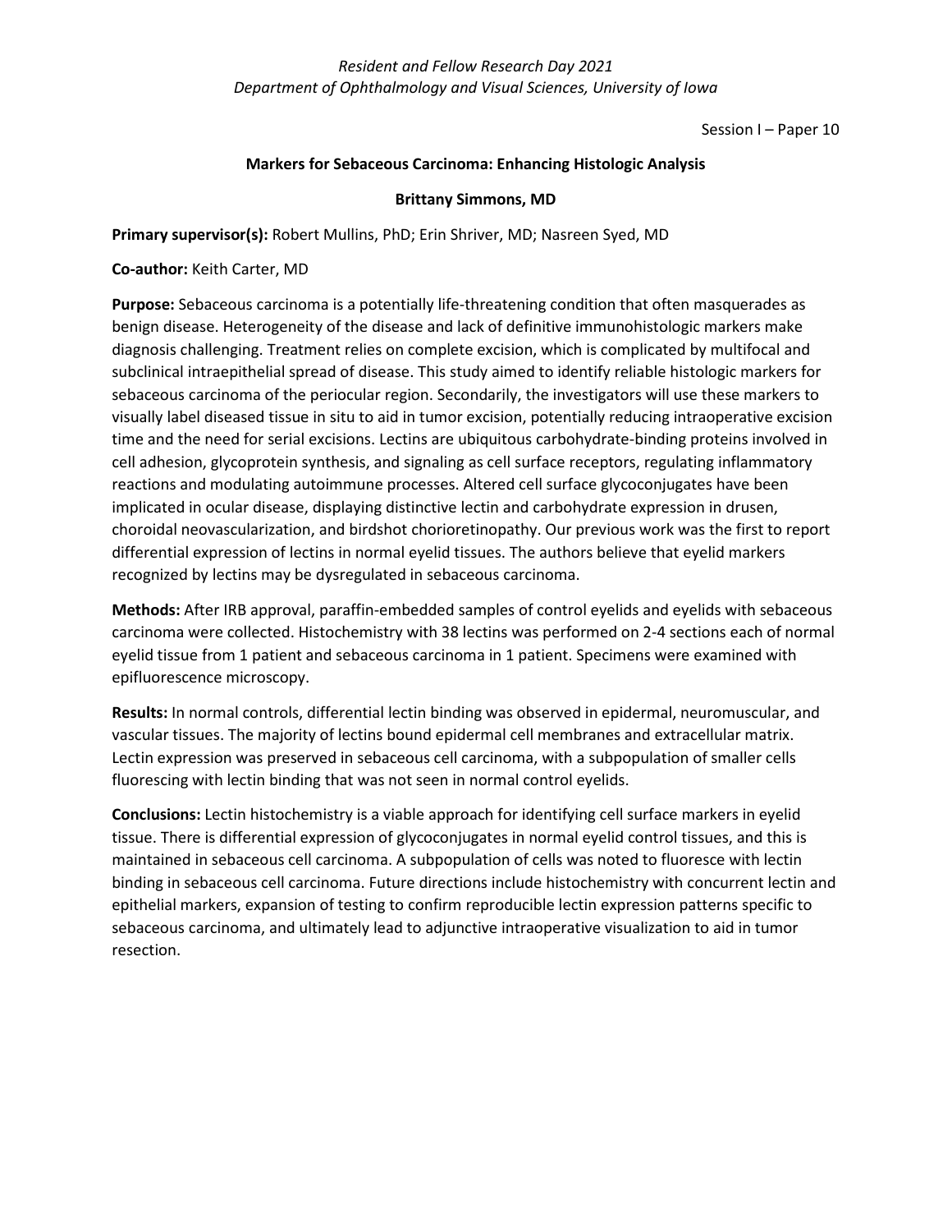Session I – Paper 10

## Markers for Sebaceous Carcinoma: Enhancing Histologic Analysis

**Brittany Simmons, MD**

**Primary supervisor(s):** Robert Mullins, PhD; Erin Shriver, MD; Nasreen Syed, MD

**Co-author:** Keith Carter, MD

**Purpose:** Sebaceous carcinoma is a potentially life-threatening condition that often masquerades as benign disease. Heterogeneity of the disease and lack of definitive immunohistologic markers make diagnosis challenging. Treatment relies on complete excision, which is complicated by multifocal and subclinical intraepithelial spread of disease. This study aimed to identify reliable histologic markers for sebaceous carcinoma of the periocular region. Secondarily, the investigators will use these markers to visually label diseased tissue in situ to aid in tumor excision, potentially reducing intraoperative excision time and the need for serial excisions. Lectins are ubiquitous carbohydrate-binding proteins involved in cell adhesion, glycoprotein synthesis, and signaling as cell surface receptors, regulating inflammatory reactions and modulating autoimmune processes. Altered cell surface glycoconjugates have been implicated in ocular disease, displaying distinctive lectin and carbohydrate expression in drusen, choroidal neovascularization, and birdshot chorioretinopathy. Our previous work was the first to report differential expression of lectins in normal eyelid tissues. The authors believe that eyelid markers recognized by lectins may be dysregulated in sebaceous carcinoma.

**Methods:** After IRB approval, paraffin-embedded samples of control eyelids and eyelids with sebaceous carcinoma were collected. Histochemistry with 38 lectins was performed on 2-4 sections each of normal eyelid tissue from 1 patient and sebaceous carcinoma in 1 patient. Specimens were examined with epifluorescence microscopy.

**Results:** In normal controls, differential lectin binding was observed in epidermal, neuromuscular, and vascular tissues. The majority of lectins bound epidermal cell membranes and extracellular matrix. Lectin expression was preserved in sebaceous cell carcinoma, with a subpopulation of smaller cells fluorescing with lectin binding that was not seen in normal control eyelids.

**Conclusions:** Lectin histochemistry is a viable approach for identifying cell surface markers in eyelid tissue. There is differential expression of glycoconjugates in normal eyelid control tissues, and this is maintained in sebaceous cell carcinoma. A subpopulation of cells was noted to fluoresce with lectin binding in sebaceous cell carcinoma. Future directions include histochemistry with concurrent lectin and epithelial markers, expansion of testing to confirm reproducible lectin expression patterns specific to sebaceous carcinoma, and ultimately lead to adjunctive intraoperative visualization to aid in tumor resection.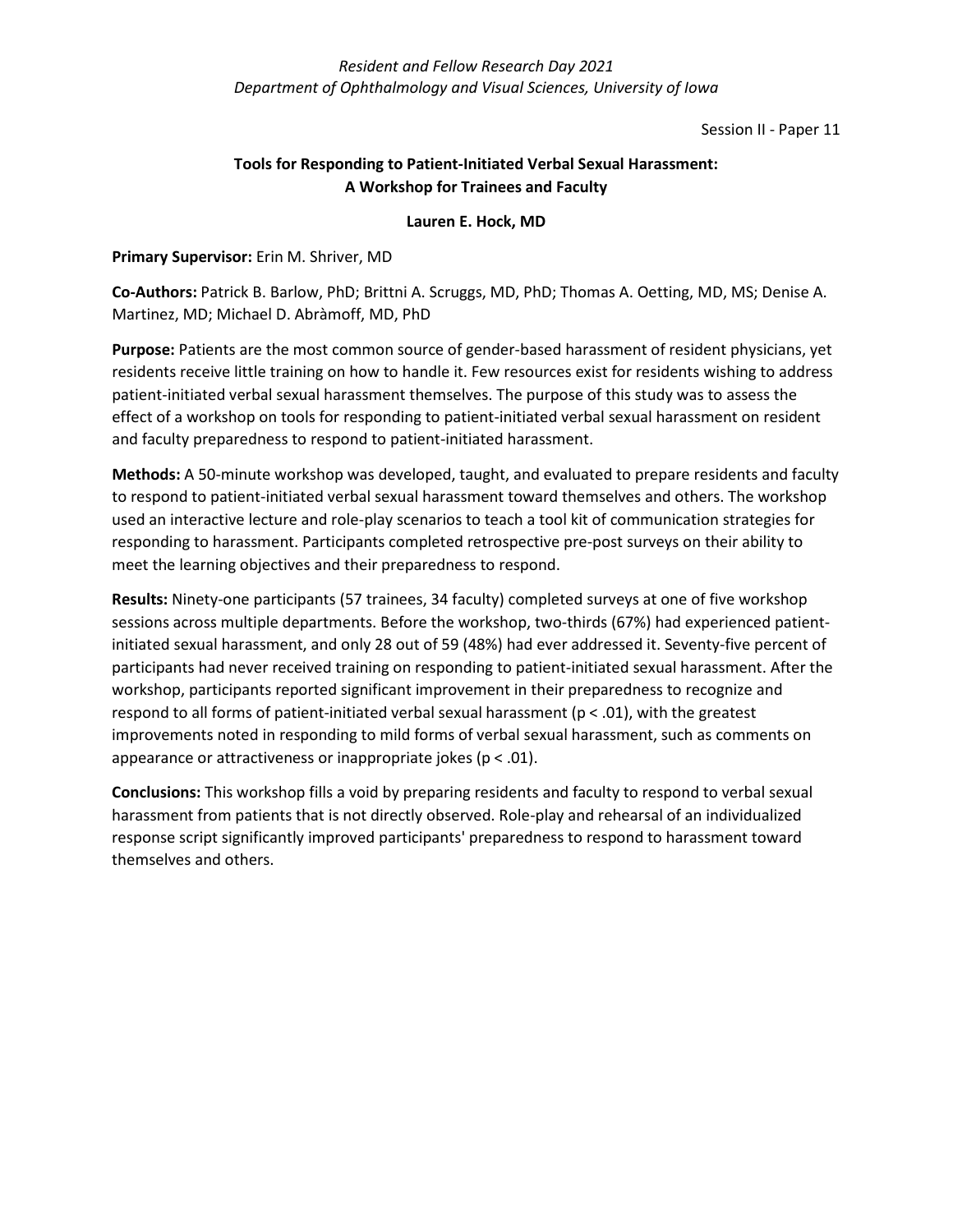Session II - Paper 11

## Tools for Responding to Patient-Initiated Verbal Sexual Harassment: A Workshop for Trainees and Faculty

**Lauren E. Hock, MD**

**Primary Supervisor:** Erin M. Shriver, MD

**Co-Authors:** Patrick B. Barlow, PhD; Brittni A. Scruggs, MD, PhD; Thomas A. Oetting, MD, MS; Denise A. Martinez, MD; Michael D. Abràmoff, MD, PhD

**Purpose:** Patients are the most common source of gender-based harassment of resident physicians, yet residents receive little training on how to handle it. Few resources exist for residents wishing to address patient-initiated verbal sexual harassment themselves. The purpose of this study was to assess the effect of a workshop on tools for responding to patient-initiated verbal sexual harassment on resident and faculty preparedness to respond to patient-initiated harassment.

**Methods:** A 50-minute workshop was developed, taught, and evaluated to prepare residents and faculty to respond to patient-initiated verbal sexual harassment toward themselves and others. The workshop used an interactive lecture and role-play scenarios to teach a tool kit of communication strategies for responding to harassment. Participants completed retrospective pre-post surveys on their ability to meet the learning objectives and their preparedness to respond.

**Results:** Ninety-one participants (57 trainees, 34 faculty) completed surveys at one of five workshop sessions across multiple departments. Before the workshop, two-thirds (67%) had experienced patient-initiated sexual harassment, and only 28 out of 59 (48%) had ever addressed it. Seventy-five percent of participants had never received training on responding to patient-initiated sexual harassment. After the workshop, participants reported significant improvement in their preparedness to recognize and respond to all forms of patient-initiated verbal sexual harassment ($p < .01$), with the greatest improvements noted in responding to mild forms of verbal sexual harassment, such as comments on appearance or attractiveness or inappropriate jokes ($p < .01$).

**Conclusions:** This workshop fills a void by preparing residents and faculty to respond to verbal sexual harassment from patients that is not directly observed. Role-play and rehearsal of an individualized response script significantly improved participants' preparedness to respond to harassment toward themselves and others.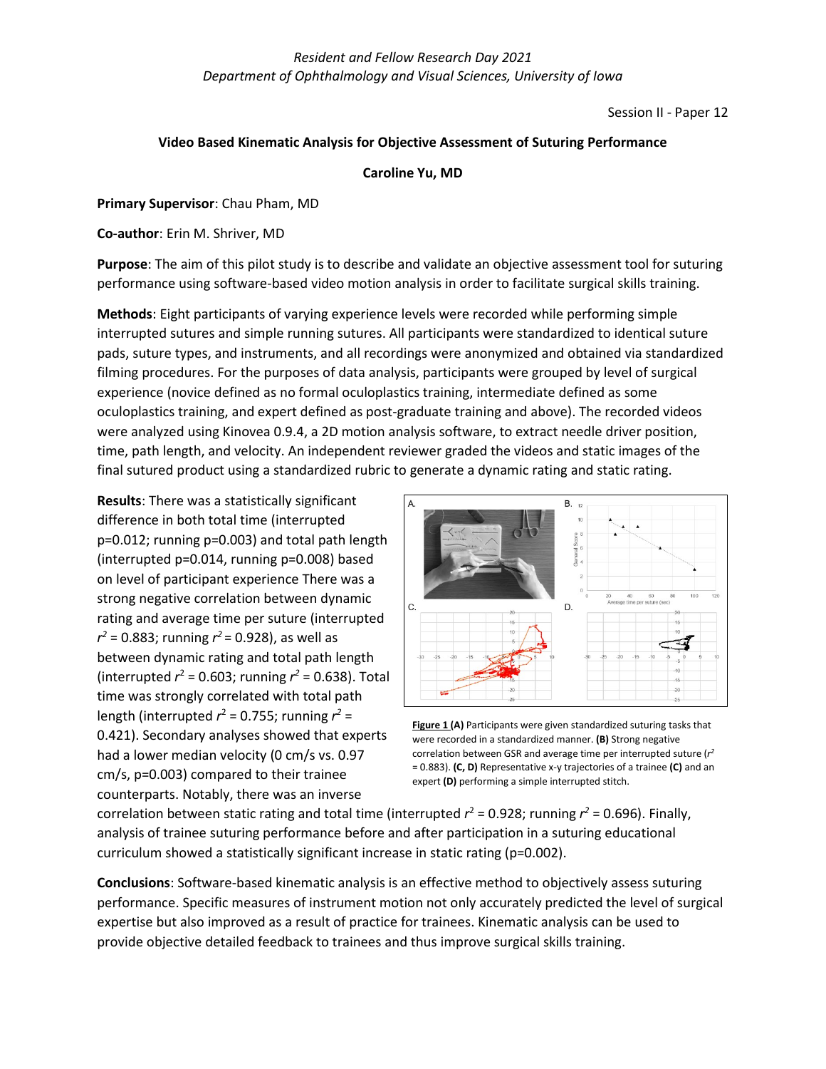*Resident and Fellow Research Day 2021*
*Department of Ophthalmology and Visual Sciences, University of Iowa*

Session II - Paper 12

### Video Based Kinematic Analysis for Objective Assessment of Suturing Performance

**Caroline Yu, MD**

**Primary Supervisor**: Chau Pham, MD

**Co-author**: Erin M. Shriver, MD

**Purpose**: The aim of this pilot study is to describe and validate an objective assessment tool for suturing performance using software-based video motion analysis in order to facilitate surgical skills training.

**Methods**: Eight participants of varying experience levels were recorded while performing simple interrupted sutures and simple running sutures. All participants were standardized to identical suture pads, suture types, and instruments, and all recordings were anonymized and obtained via standardized filming procedures. For the purposes of data analysis, participants were grouped by level of surgical experience (novice defined as no formal oculoplastics training, intermediate defined as some oculoplastics training, and expert defined as post-graduate training and above). The recorded videos were analyzed using Kinovea 0.9.4, a 2D motion analysis software, to extract needle driver position, time, path length, and velocity. An independent reviewer graded the videos and static images of the final sutured product using a standardized rubric to generate a dynamic rating and static rating.

**Results**: There was a statistically significant difference in both total time (interrupted $p=0.012$; running $p=0.003$) and total path length (interrupted $p=0.014$, running $p=0.008$) based on level of participant experience There was a strong negative correlation between dynamic rating and average time per suture (interrupted $r^2 = 0.883$; running $r^2 = 0.928$), as well as between dynamic rating and total path length (interrupted $r^2 = 0.603$; running $r^2 = 0.638$). Total time was strongly correlated with total path length (interrupted $r^2 = 0.755$; running $r^2 = 0.421$). Secondary analyses showed that experts had a lower median velocity (0 cm/s vs. 0.97 cm/s, $p=0.003$) compared to their trainee counterparts. Notably, there was an inverse correlation between static rating and total time (interrupted $r^2 = 0.928$; running $r^2 = 0.696$). Finally, analysis of trainee suturing performance before and after participation in a suturing educational curriculum showed a statistically significant increase in static rating ($p=0.002$).

**Figure 1 (A)** Participants were given standardized suturing tasks that were recorded in a standardized manner. **(B)** Strong negative correlation between GSR and average time per interrupted suture ($r^2 = 0.883$). **(C, D)** Representative x-y trajectories of a trainee **(C)** and an expert **(D)** performing a simple interrupted stitch.

**Conclusions**: Software-based kinematic analysis is an effective method to objectively assess suturing performance. Specific measures of instrument motion not only accurately predicted the level of surgical expertise but also improved as a result of practice for trainees. Kinematic analysis can be used to provide objective detailed feedback to trainees and thus improve surgical skills training.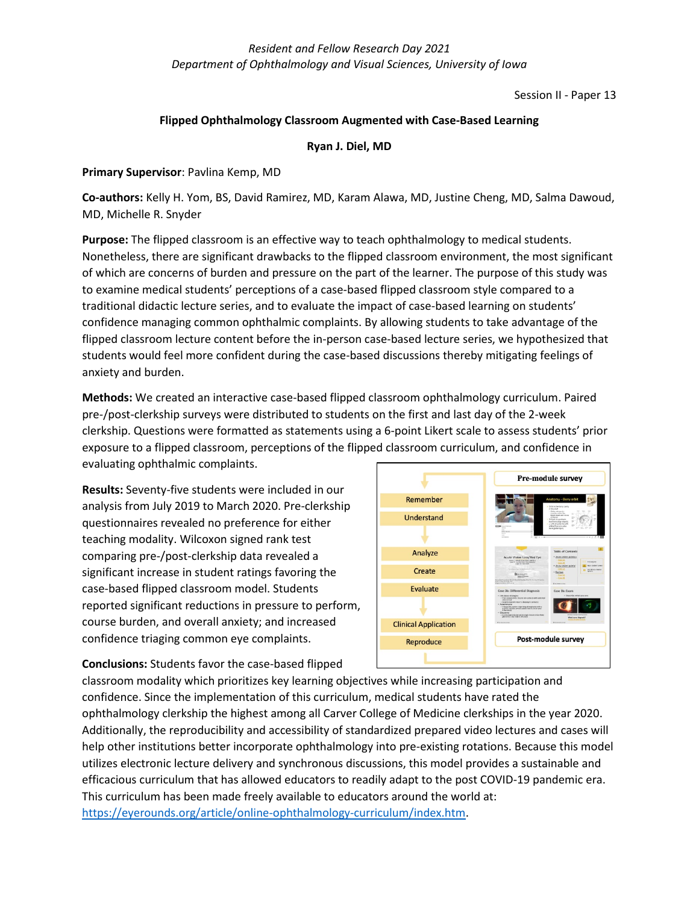*Resident and Fellow Research Day 2021*
*Department of Ophthalmology and Visual Sciences, University of Iowa*

Session II - Paper 13

**Flipped Ophthalmology Classroom Augmented with Case-Based Learning**

**Ryan J. Diel, MD**

**Primary Supervisor**: Pavlina Kemp, MD

**Co-authors:** Kelly H. Yom, BS, David Ramirez, MD, Karam Alawa, MD, Justine Cheng, MD, Salma Dawoud, MD, Michelle R. Snyder

**Purpose:** The flipped classroom is an effective way to teach ophthalmology to medical students. Nonetheless, there are significant drawbacks to the flipped classroom environment, the most significant of which are concerns of burden and pressure on the part of the learner. The purpose of this study was to examine medical students' perceptions of a case-based flipped classroom style compared to a traditional didactic lecture series, and to evaluate the impact of case-based learning on students' confidence managing common ophthalmic complaints. By allowing students to take advantage of the flipped classroom lecture content before the in-person case-based lecture series, we hypothesized that students would feel more confident during the case-based discussions thereby mitigating feelings of anxiety and burden.

**Methods:** We created an interactive case-based flipped classroom ophthalmology curriculum. Paired pre-/post-clerkship surveys were distributed to students on the first and last day of the 2-week clerkship. Questions were formatted as statements using a 6-point Likert scale to assess students' prior exposure to a flipped classroom, perceptions of the flipped classroom curriculum, and confidence in evaluating ophthalmic complaints.

**Results:** Seventy-five students were included in our analysis from July 2019 to March 2020. Pre-clerkship questionnaires revealed no preference for either teaching modality. Wilcoxon signed rank test comparing pre-/post-clerkship data revealed a significant increase in student ratings favoring the case-based flipped classroom model. Students reported significant reductions in pressure to perform, course burden, and overall anxiety; and increased confidence triaging common eye complaints.

**Conclusions:** Students favor the case-based flipped classroom modality which prioritizes key learning objectives while increasing participation and confidence. Since the implementation of this curriculum, medical students have rated the ophthalmology clerkship the highest among all Carver College of Medicine clerkships in the year 2020. Additionally, the reproducibility and accessibility of standardized prepared video lectures and cases will help other institutions better incorporate ophthalmology into pre-existing rotations. Because this model utilizes electronic lecture delivery and synchronous discussions, this model provides a sustainable and efficacious curriculum that has allowed educators to readily adapt to the post COVID-19 pandemic era. This curriculum has been made freely available to educators around the world at: https://eyerounds.org/article/online-ophthalmology-curriculum/index.htm.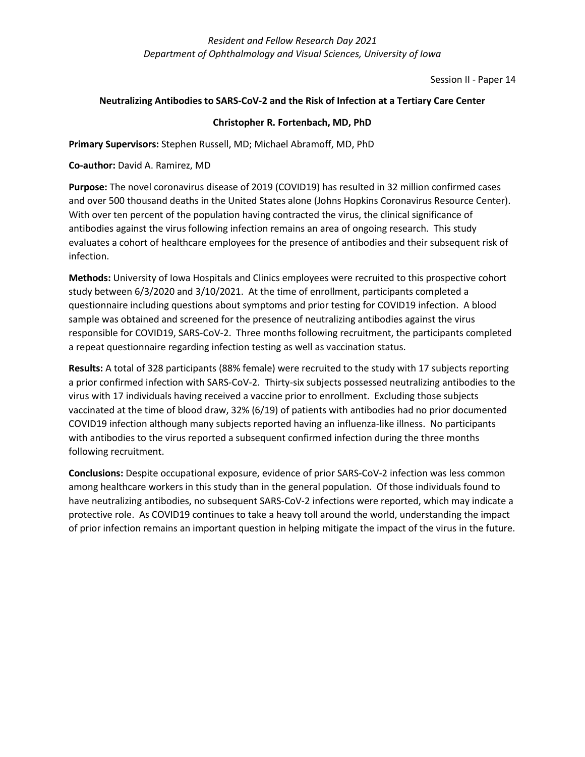Session II - Paper 14

## Neutralizing Antibodies to SARS-CoV-2 and the Risk of Infection at a Tertiary Care Center

**Christopher R. Fortenbach, MD, PhD**

**Primary Supervisors:** Stephen Russell, MD; Michael Abramoff, MD, PhD

**Co-author:** David A. Ramirez, MD

**Purpose:** The novel coronavirus disease of 2019 (COVID19) has resulted in 32 million confirmed cases and over 500 thousand deaths in the United States alone (Johns Hopkins Coronavirus Resource Center). With over ten percent of the population having contracted the virus, the clinical significance of antibodies against the virus following infection remains an area of ongoing research. This study evaluates a cohort of healthcare employees for the presence of antibodies and their subsequent risk of infection.

**Methods:** University of Iowa Hospitals and Clinics employees were recruited to this prospective cohort study between 6/3/2020 and 3/10/2021. At the time of enrollment, participants completed a questionnaire including questions about symptoms and prior testing for COVID19 infection. A blood sample was obtained and screened for the presence of neutralizing antibodies against the virus responsible for COVID19, SARS-CoV-2. Three months following recruitment, the participants completed a repeat questionnaire regarding infection testing as well as vaccination status.

**Results:** A total of 328 participants (88% female) were recruited to the study with 17 subjects reporting a prior confirmed infection with SARS-CoV-2. Thirty-six subjects possessed neutralizing antibodies to the virus with 17 individuals having received a vaccine prior to enrollment. Excluding those subjects vaccinated at the time of blood draw, 32% (6/19) of patients with antibodies had no prior documented COVID19 infection although many subjects reported having an influenza-like illness. No participants with antibodies to the virus reported a subsequent confirmed infection during the three months following recruitment.

**Conclusions:** Despite occupational exposure, evidence of prior SARS-CoV-2 infection was less common among healthcare workers in this study than in the general population. Of those individuals found to have neutralizing antibodies, no subsequent SARS-CoV-2 infections were reported, which may indicate a protective role. As COVID19 continues to take a heavy toll around the world, understanding the impact of prior infection remains an important question in helping mitigate the impact of the virus in the future.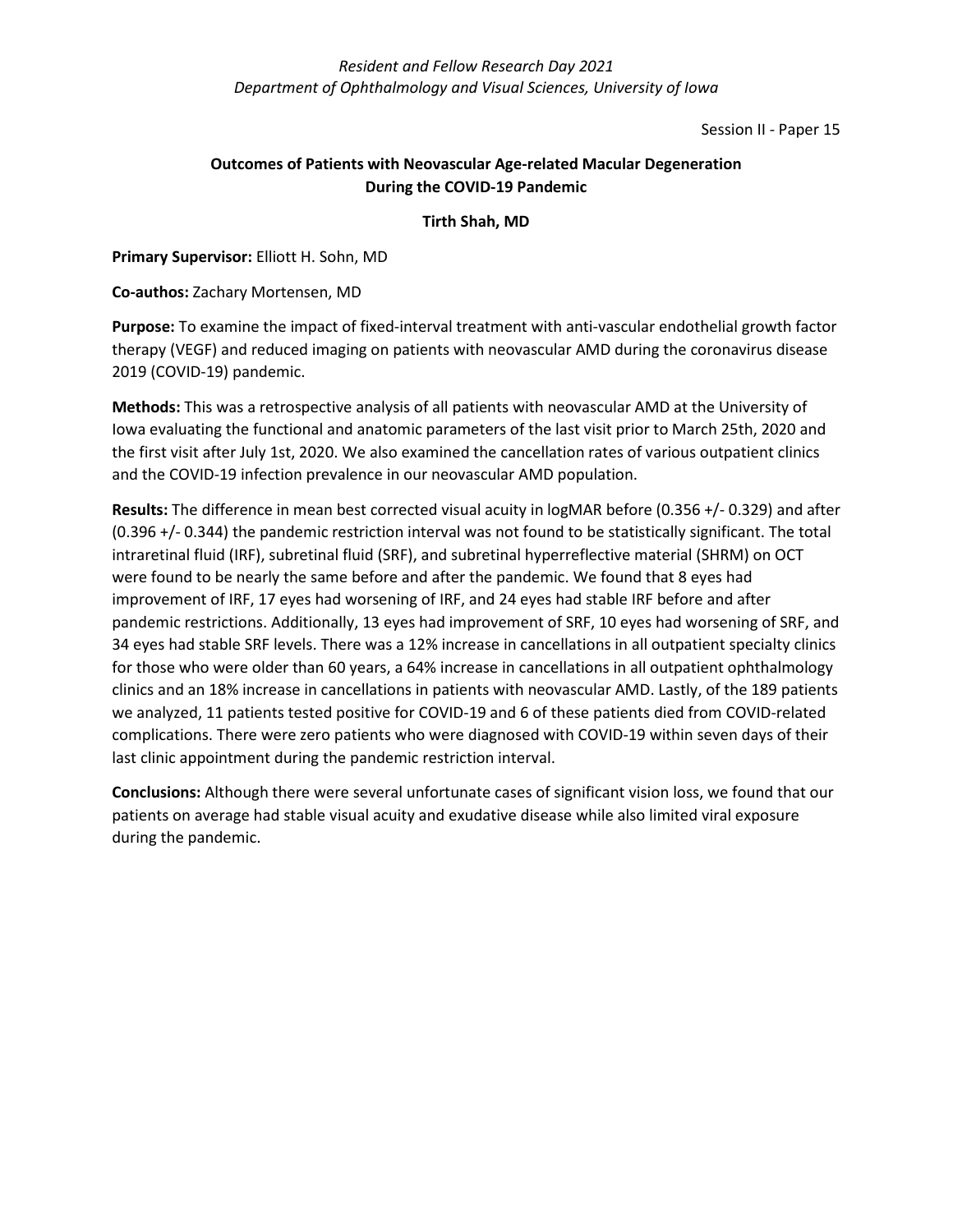Session II - Paper 15

## Outcomes of Patients with Neovascular Age-related Macular Degeneration During the COVID-19 Pandemic

**Tirth Shah, MD**

**Primary Supervisor:** Elliott H. Sohn, MD

**Co-authos:** Zachary Mortensen, MD

**Purpose:** To examine the impact of fixed-interval treatment with anti-vascular endothelial growth factor therapy (VEGF) and reduced imaging on patients with neovascular AMD during the coronavirus disease 2019 (COVID-19) pandemic.

**Methods:** This was a retrospective analysis of all patients with neovascular AMD at the University of Iowa evaluating the functional and anatomic parameters of the last visit prior to March 25th, 2020 and the first visit after July 1st, 2020. We also examined the cancellation rates of various outpatient clinics and the COVID-19 infection prevalence in our neovascular AMD population.

**Results:** The difference in mean best corrected visual acuity in logMAR before (0.356 +/- 0.329) and after (0.396 +/- 0.344) the pandemic restriction interval was not found to be statistically significant. The total intraretinal fluid (IRF), subretinal fluid (SRF), and subretinal hyperreflective material (SHRM) on OCT were found to be nearly the same before and after the pandemic. We found that 8 eyes had improvement of IRF, 17 eyes had worsening of IRF, and 24 eyes had stable IRF before and after pandemic restrictions. Additionally, 13 eyes had improvement of SRF, 10 eyes had worsening of SRF, and 34 eyes had stable SRF levels. There was a 12% increase in cancellations in all outpatient specialty clinics for those who were older than 60 years, a 64% increase in cancellations in all outpatient ophthalmology clinics and an 18% increase in cancellations in patients with neovascular AMD. Lastly, of the 189 patients we analyzed, 11 patients tested positive for COVID-19 and 6 of these patients died from COVID-related complications. There were zero patients who were diagnosed with COVID-19 within seven days of their last clinic appointment during the pandemic restriction interval.

**Conclusions:** Although there were several unfortunate cases of significant vision loss, we found that our patients on average had stable visual acuity and exudative disease while also limited viral exposure during the pandemic.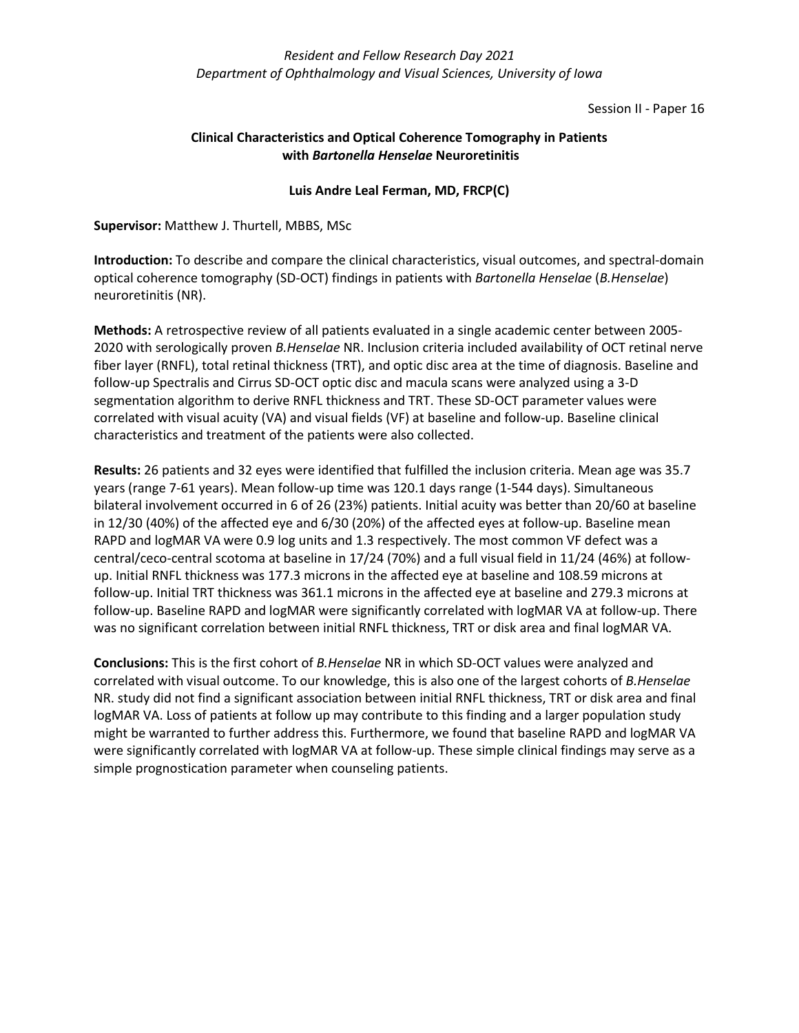Session II - Paper 16

## Clinical Characteristics and Optical Coherence Tomography in Patients with *Bartonella Henselae* Neuroretinitis

**Luis Andre Leal Ferman, MD, FRCP(C)**

**Supervisor:** Matthew J. Thurtell, MBBS, MSc

**Introduction:** To describe and compare the clinical characteristics, visual outcomes, and spectral-domain optical coherence tomography (SD-OCT) findings in patients with *Bartonella Henselae* (*B.Henselae*) neuroretinitis (NR).

**Methods:** A retrospective review of all patients evaluated in a single academic center between 2005-2020 with serologically proven *B.Henselae* NR. Inclusion criteria included availability of OCT retinal nerve fiber layer (RNFL), total retinal thickness (TRT), and optic disc area at the time of diagnosis. Baseline and follow-up Spectralis and Cirrus SD-OCT optic disc and macula scans were analyzed using a 3-D segmentation algorithm to derive RNFL thickness and TRT. These SD-OCT parameter values were correlated with visual acuity (VA) and visual fields (VF) at baseline and follow-up. Baseline clinical characteristics and treatment of the patients were also collected.

**Results:** 26 patients and 32 eyes were identified that fulfilled the inclusion criteria. Mean age was 35.7 years (range 7-61 years). Mean follow-up time was 120.1 days range (1-544 days). Simultaneous bilateral involvement occurred in 6 of 26 (23%) patients. Initial acuity was better than 20/60 at baseline in 12/30 (40%) of the affected eye and 6/30 (20%) of the affected eyes at follow-up. Baseline mean RAPD and logMAR VA were 0.9 log units and 1.3 respectively. The most common VF defect was a central/ceco-central scotoma at baseline in 17/24 (70%) and a full visual field in 11/24 (46%) at follow-up. Initial RNFL thickness was 177.3 microns in the affected eye at baseline and 108.59 microns at follow-up. Initial TRT thickness was 361.1 microns in the affected eye at baseline and 279.3 microns at follow-up. Baseline RAPD and logMAR were significantly correlated with logMAR VA at follow-up. There was no significant correlation between initial RNFL thickness, TRT or disk area and final logMAR VA.

**Conclusions:** This is the first cohort of *B.Henselae* NR in which SD-OCT values were analyzed and correlated with visual outcome. To our knowledge, this is also one of the largest cohorts of *B.Henselae* NR. study did not find a significant association between initial RNFL thickness, TRT or disk area and final logMAR VA. Loss of patients at follow up may contribute to this finding and a larger population study might be warranted to further address this. Furthermore, we found that baseline RAPD and logMAR VA were significantly correlated with logMAR VA at follow-up. These simple clinical findings may serve as a simple prognostication parameter when counseling patients.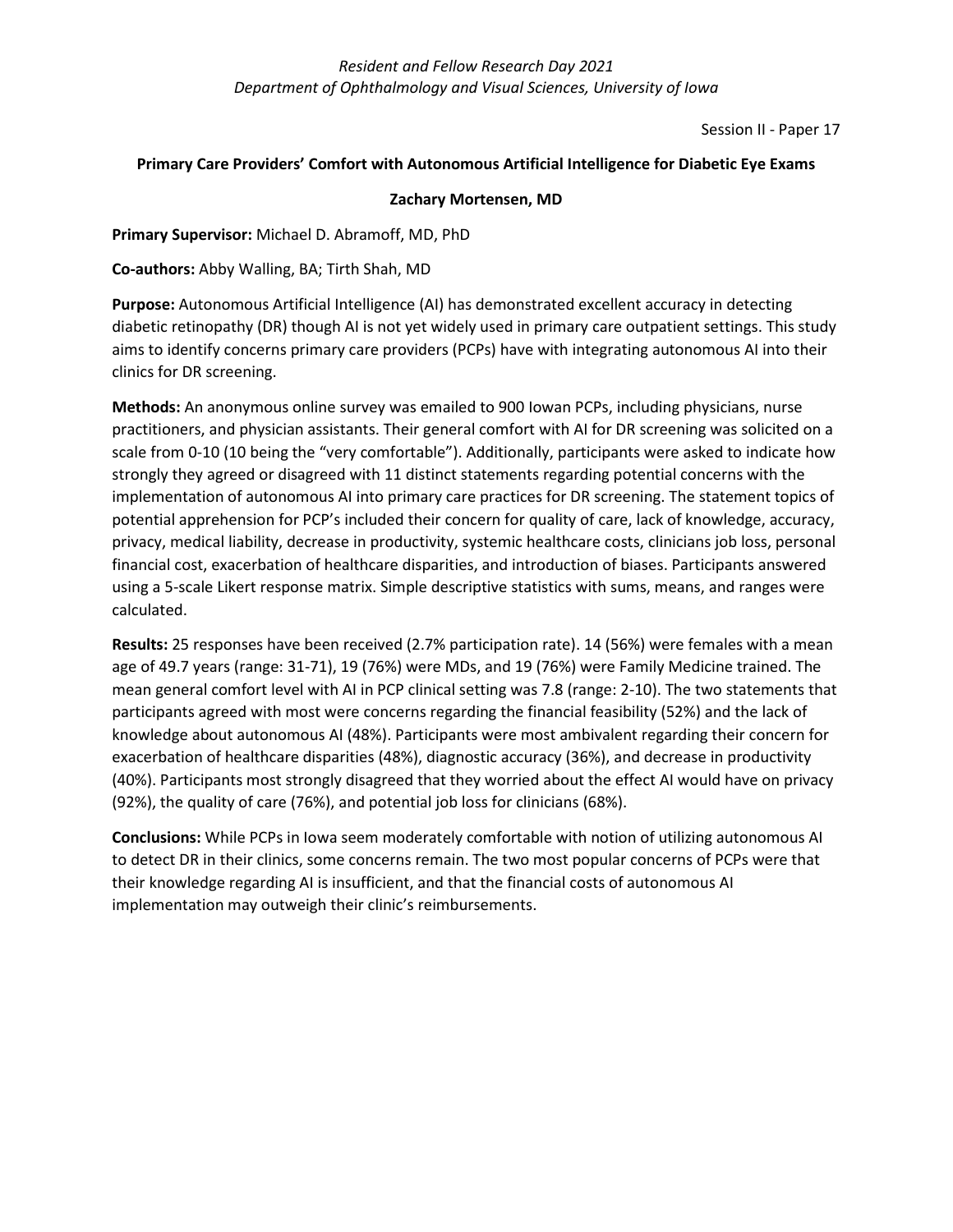Session II - Paper 17

**Primary Care Providers' Comfort with Autonomous Artificial Intelligence for Diabetic Eye Exams**

**Zachary Mortensen, MD**

**Primary Supervisor:** Michael D. Abramoff, MD, PhD

**Co-authors:** Abby Walling, BA; Tirth Shah, MD

**Purpose:** Autonomous Artificial Intelligence (AI) has demonstrated excellent accuracy in detecting diabetic retinopathy (DR) though AI is not yet widely used in primary care outpatient settings. This study aims to identify concerns primary care providers (PCPs) have with integrating autonomous AI into their clinics for DR screening.

**Methods:** An anonymous online survey was emailed to 900 Iowan PCPs, including physicians, nurse practitioners, and physician assistants. Their general comfort with AI for DR screening was solicited on a scale from 0-10 (10 being the "very comfortable"). Additionally, participants were asked to indicate how strongly they agreed or disagreed with 11 distinct statements regarding potential concerns with the implementation of autonomous AI into primary care practices for DR screening. The statement topics of potential apprehension for PCP's included their concern for quality of care, lack of knowledge, accuracy, privacy, medical liability, decrease in productivity, systemic healthcare costs, clinicians job loss, personal financial cost, exacerbation of healthcare disparities, and introduction of biases. Participants answered using a 5-scale Likert response matrix. Simple descriptive statistics with sums, means, and ranges were calculated.

**Results:** 25 responses have been received (2.7% participation rate). 14 (56%) were females with a mean age of 49.7 years (range: 31-71), 19 (76%) were MDs, and 19 (76%) were Family Medicine trained. The mean general comfort level with AI in PCP clinical setting was 7.8 (range: 2-10). The two statements that participants agreed with most were concerns regarding the financial feasibility (52%) and the lack of knowledge about autonomous AI (48%). Participants were most ambivalent regarding their concern for exacerbation of healthcare disparities (48%), diagnostic accuracy (36%), and decrease in productivity (40%). Participants most strongly disagreed that they worried about the effect AI would have on privacy (92%), the quality of care (76%), and potential job loss for clinicians (68%).

**Conclusions:** While PCPs in Iowa seem moderately comfortable with notion of utilizing autonomous AI to detect DR in their clinics, some concerns remain. The two most popular concerns of PCPs were that their knowledge regarding AI is insufficient, and that the financial costs of autonomous AI implementation may outweigh their clinic's reimbursements.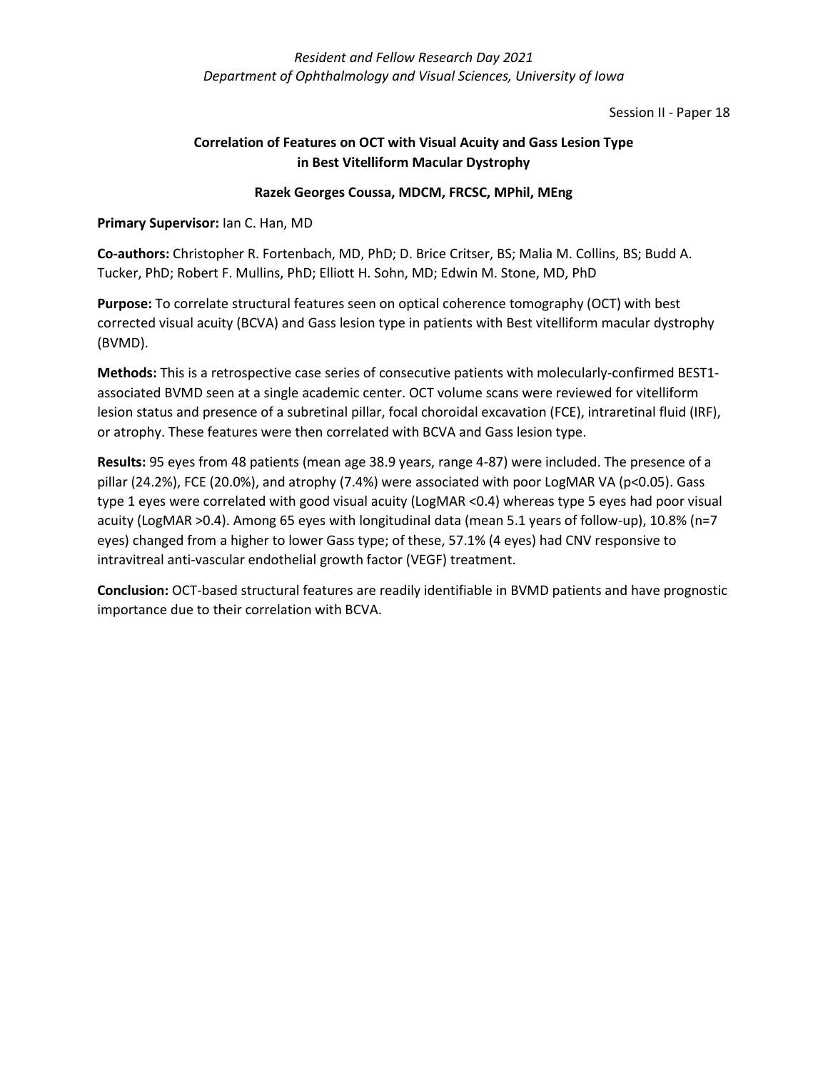Session II - Paper 18

## Correlation of Features on OCT with Visual Acuity and Gass Lesion Type in Best Vitelliform Macular Dystrophy

**Razek Georges Coussa, MDCM, FRCSC, MPhil, MEng**

**Primary Supervisor:** Ian C. Han, MD

**Co-authors:** Christopher R. Fortenbach, MD, PhD; D. Brice Critser, BS; Malia M. Collins, BS; Budd A. Tucker, PhD; Robert F. Mullins, PhD; Elliott H. Sohn, MD; Edwin M. Stone, MD, PhD

**Purpose:** To correlate structural features seen on optical coherence tomography (OCT) with best corrected visual acuity (BCVA) and Gass lesion type in patients with Best vitelliform macular dystrophy (BVMD).

**Methods:** This is a retrospective case series of consecutive patients with molecularly-confirmed BEST1-associated BVMD seen at a single academic center. OCT volume scans were reviewed for vitelliform lesion status and presence of a subretinal pillar, focal choroidal excavation (FCE), intraretinal fluid (IRF), or atrophy. These features were then correlated with BCVA and Gass lesion type.

**Results:** 95 eyes from 48 patients (mean age 38.9 years, range 4-87) were included. The presence of a pillar (24.2%), FCE (20.0%), and atrophy (7.4%) were associated with poor LogMAR VA ($p<0.05$). Gass type 1 eyes were correlated with good visual acuity (LogMAR <0.4) whereas type 5 eyes had poor visual acuity (LogMAR >0.4). Among 65 eyes with longitudinal data (mean 5.1 years of follow-up), 10.8% (n=7 eyes) changed from a higher to lower Gass type; of these, 57.1% (4 eyes) had CNV responsive to intravitreal anti-vascular endothelial growth factor (VEGF) treatment.

**Conclusion:** OCT-based structural features are readily identifiable in BVMD patients and have prognostic importance due to their correlation with BCVA.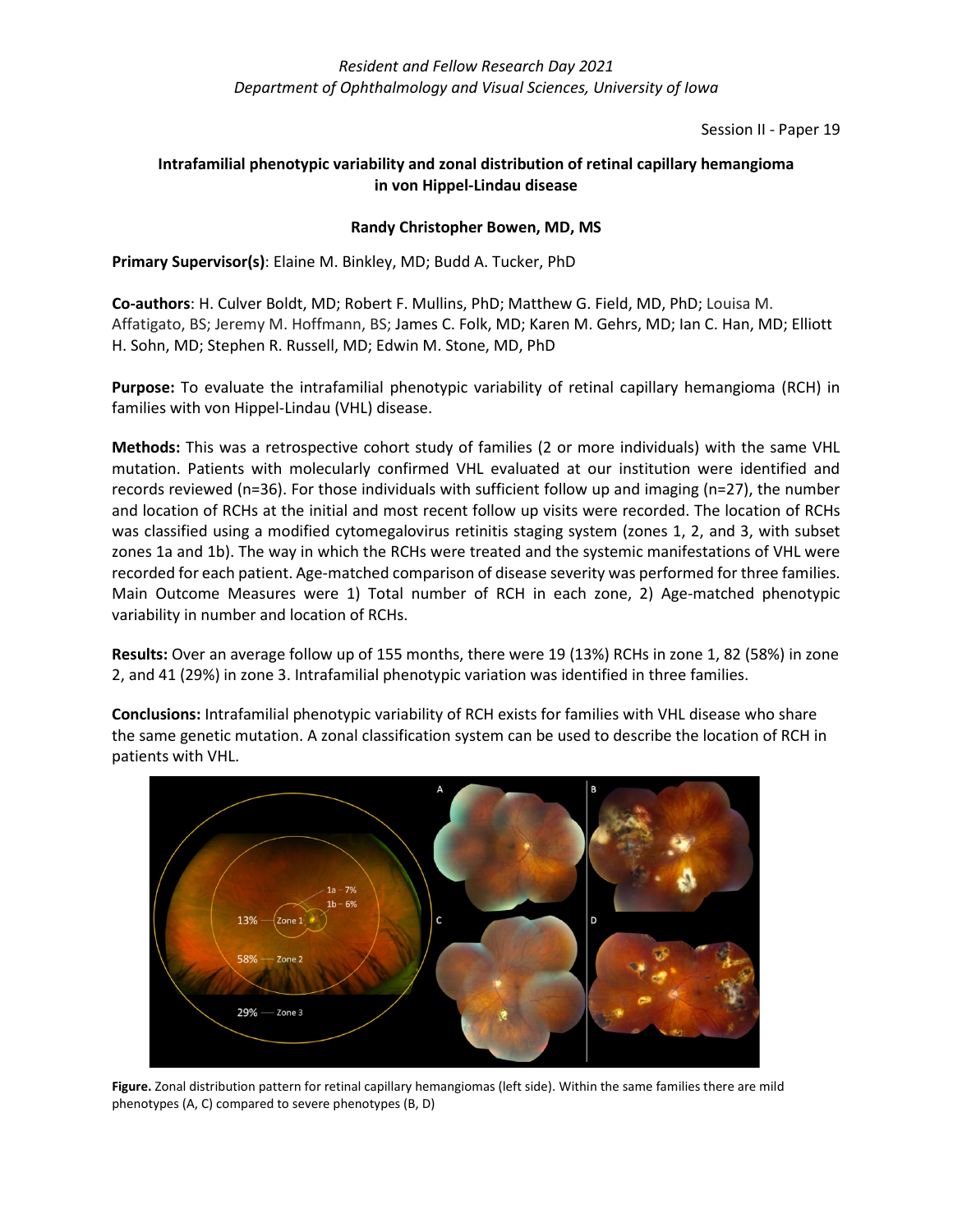*Resident and Fellow Research Day 2021*
*Department of Ophthalmology and Visual Sciences, University of Iowa*

Session II - Paper 19

## Intrafamilial phenotypic variability and zonal distribution of retinal capillary hemangioma in von Hippel-Lindau disease

**Randy Christopher Bowen, MD, MS**

**Primary Supervisor(s)**: Elaine M. Binkley, MD; Budd A. Tucker, PhD

**Co-authors**: H. Culver Boldt, MD; Robert F. Mullins, PhD; Matthew G. Field, MD, PhD; Louisa M. Affatigato, BS; Jeremy M. Hoffmann, BS; James C. Folk, MD; Karen M. Gehrs, MD; Ian C. Han, MD; Elliott H. Sohn, MD; Stephen R. Russell, MD; Edwin M. Stone, MD, PhD

**Purpose:** To evaluate the intrafamilial phenotypic variability of retinal capillary hemangioma (RCH) in families with von Hippel-Lindau (VHL) disease.

**Methods:** This was a retrospective cohort study of families (2 or more individuals) with the same VHL mutation. Patients with molecularly confirmed VHL evaluated at our institution were identified and records reviewed (n=36). For those individuals with sufficient follow up and imaging (n=27), the number and location of RCHs at the initial and most recent follow up visits were recorded. The location of RCHs was classified using a modified cytomegalovirus retinitis staging system (zones 1, 2, and 3, with subset zones 1a and 1b). The way in which the RCHs were treated and the systemic manifestations of VHL were recorded for each patient. Age-matched comparison of disease severity was performed for three families. Main Outcome Measures were 1) Total number of RCH in each zone, 2) Age-matched phenotypic variability in number and location of RCHs.

**Results:** Over an average follow up of 155 months, there were 19 (13%) RCHs in zone 1, 82 (58%) in zone 2, and 41 (29%) in zone 3. Intrafamilial phenotypic variation was identified in three families.

**Conclusions:** Intrafamilial phenotypic variability of RCH exists for families with VHL disease who share the same genetic mutation. A zonal classification system can be used to describe the location of RCH in patients with VHL.

**Figure.** Zonal distribution pattern for retinal capillary hemangiomas (left side). Within the same families there are mild phenotypes (A, C) compared to severe phenotypes (B, D)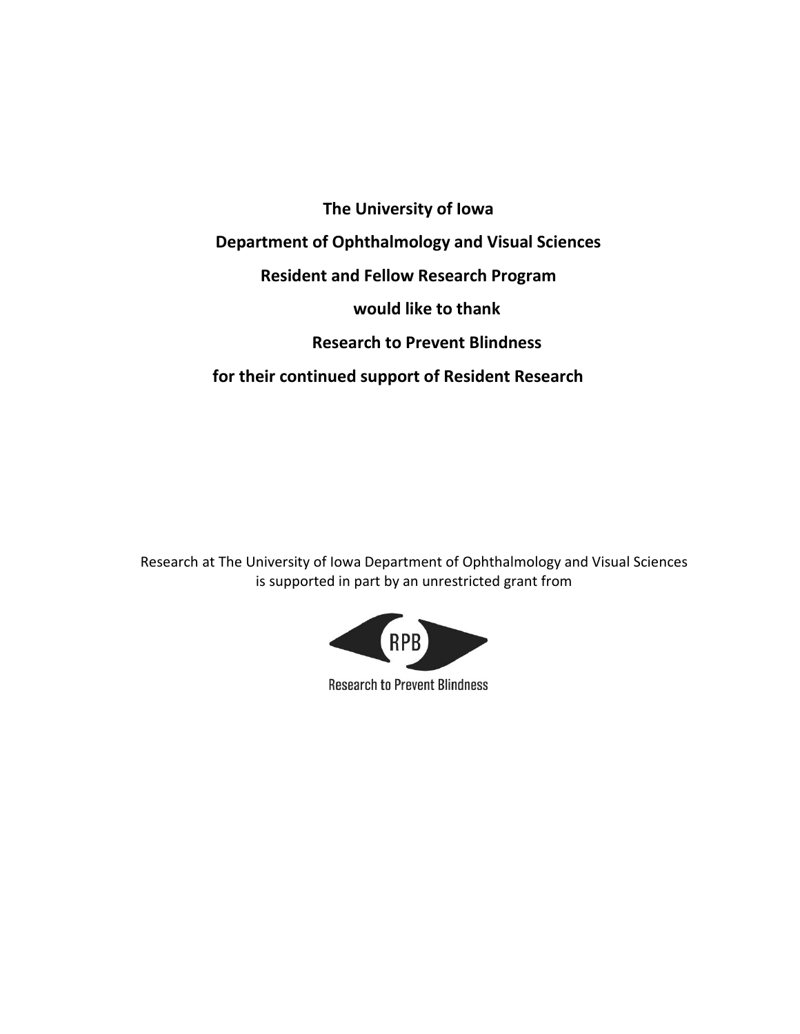**The University of Iowa**

**Department of Ophthalmology and Visual Sciences**

**Resident and Fellow Research Program**

**would like to thank**

**Research to Prevent Blindness**

**for their continued support of Resident Research**

Research at The University of Iowa Department of Ophthalmology and Visual Sciences is supported in part by an unrestricted grant from

RPB

Research to Prevent Blindness